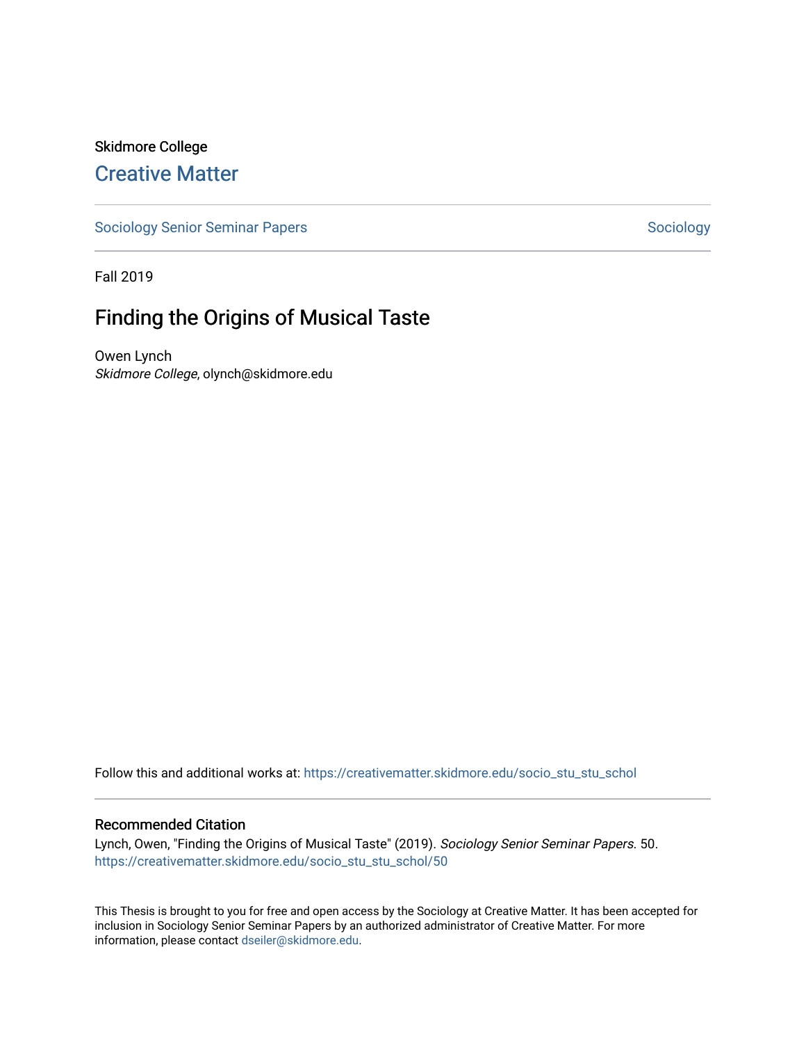Skidmore College

## Creative Matter

Sociology Senior Seminar Papers | Sociology

Fall 2019

# Finding the Origins of Musical Taste

Owen Lynch
*Skidmore College*, olynch@skidmore.edu

Follow this and additional works at: https://creativematter.skidmore.edu/socio_stu_stu_schol

### Recommended Citation

Lynch, Owen, "Finding the Origins of Musical Taste" (2019). *Sociology Senior Seminar Papers*. 50.
https://creativematter.skidmore.edu/socio_stu_stu_schol/50

This Thesis is brought to you for free and open access by the Sociology at Creative Matter. It has been accepted for inclusion in Sociology Senior Seminar Papers by an authorized administrator of Creative Matter. For more information, please contact dseiler@skidmore.edu.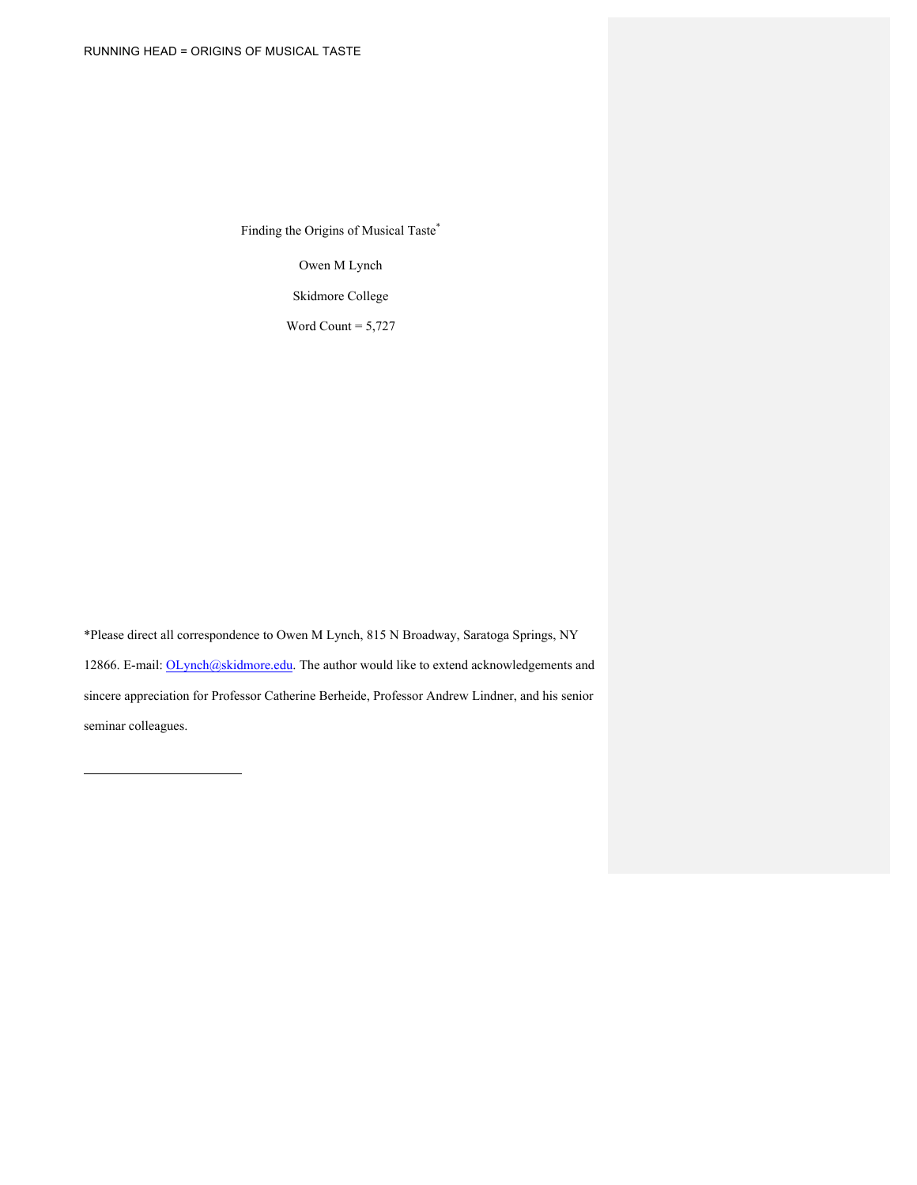Finding the Origins of Musical Taste[*]

Owen M Lynch

Skidmore College

Word Count = 5,727

*Please direct all correspondence to Owen M Lynch, 815 N Broadway, Saratoga Springs, NY 12866. E-mail: OLynch@skidmore.edu. The author would like to extend acknowledgements and sincere appreciation for Professor Catherine Berheide, Professor Andrew Lindner, and his senior seminar colleagues.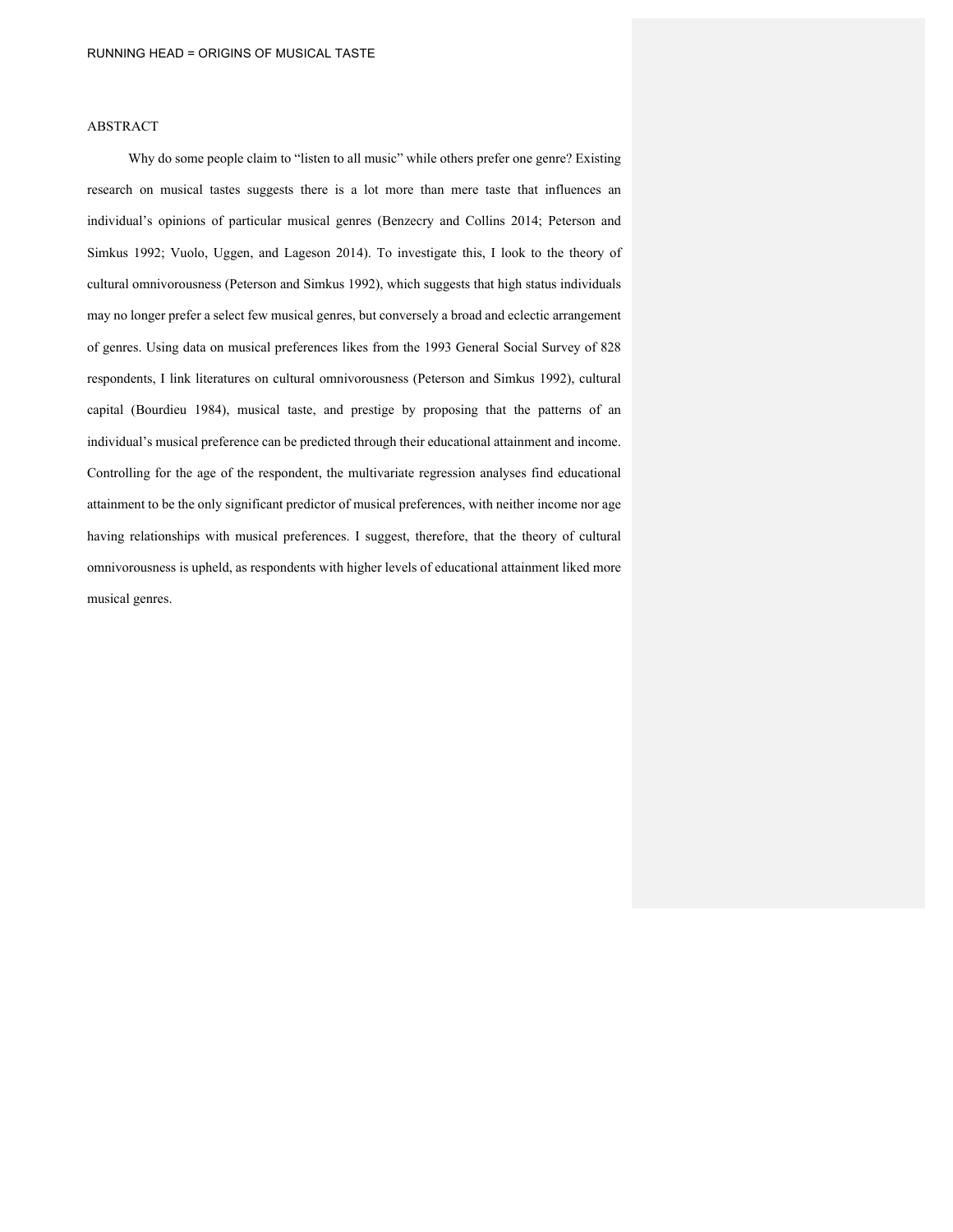## ABSTRACT

Why do some people claim to "listen to all music" while others prefer one genre? Existing research on musical tastes suggests there is a lot more than mere taste that influences an individual's opinions of particular musical genres (Benzecry and Collins 2014; Peterson and Simkus 1992; Vuolo, Uggen, and Lageson 2014). To investigate this, I look to the theory of cultural omnivorousness (Peterson and Simkus 1992), which suggests that high status individuals may no longer prefer a select few musical genres, but conversely a broad and eclectic arrangement of genres. Using data on musical preferences likes from the 1993 General Social Survey of 828 respondents, I link literatures on cultural omnivorousness (Peterson and Simkus 1992), cultural capital (Bourdieu 1984), musical taste, and prestige by proposing that the patterns of an individual's musical preference can be predicted through their educational attainment and income. Controlling for the age of the respondent, the multivariate regression analyses find educational attainment to be the only significant predictor of musical preferences, with neither income nor age having relationships with musical preferences. I suggest, therefore, that the theory of cultural omnivorousness is upheld, as respondents with higher levels of educational attainment liked more musical genres.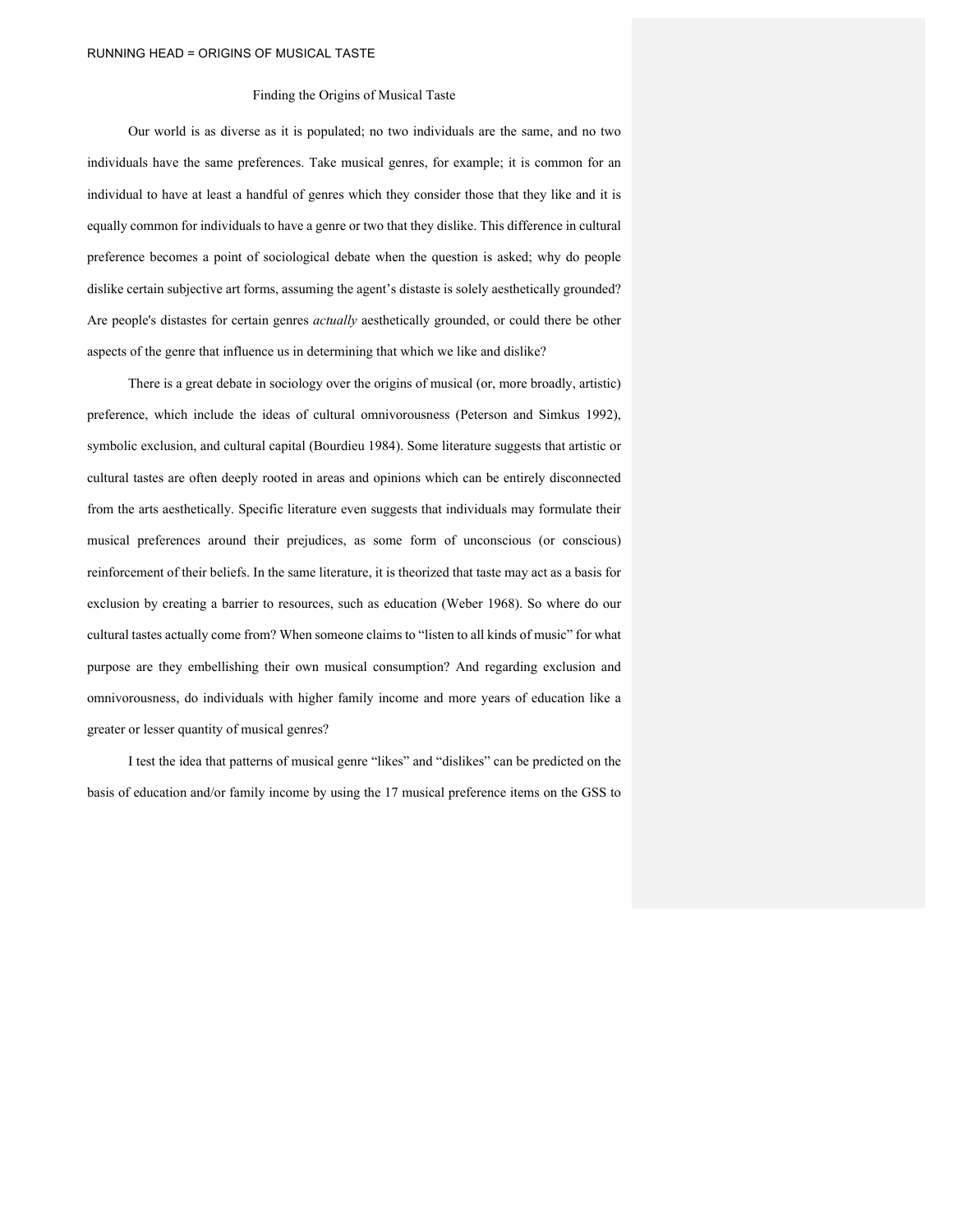Finding the Origins of Musical Taste

Our world is as diverse as it is populated; no two individuals are the same, and no two individuals have the same preferences. Take musical genres, for example; it is common for an individual to have at least a handful of genres which they consider those that they like and it is equally common for individuals to have a genre or two that they dislike. This difference in cultural preference becomes a point of sociological debate when the question is asked; why do people dislike certain subjective art forms, assuming the agent's distaste is solely aesthetically grounded? Are people's distastes for certain genres *actually* aesthetically grounded, or could there be other aspects of the genre that influence us in determining that which we like and dislike?

There is a great debate in sociology over the origins of musical (or, more broadly, artistic) preference, which include the ideas of cultural omnivorousness (Peterson and Simkus 1992), symbolic exclusion, and cultural capital (Bourdieu 1984). Some literature suggests that artistic or cultural tastes are often deeply rooted in areas and opinions which can be entirely disconnected from the arts aesthetically. Specific literature even suggests that individuals may formulate their musical preferences around their prejudices, as some form of unconscious (or conscious) reinforcement of their beliefs. In the same literature, it is theorized that taste may act as a basis for exclusion by creating a barrier to resources, such as education (Weber 1968). So where do our cultural tastes actually come from? When someone claims to "listen to all kinds of music" for what purpose are they embellishing their own musical consumption? And regarding exclusion and omnivorousness, do individuals with higher family income and more years of education like a greater or lesser quantity of musical genres?

I test the idea that patterns of musical genre "likes" and "dislikes" can be predicted on the basis of education and/or family income by using the 17 musical preference items on the GSS to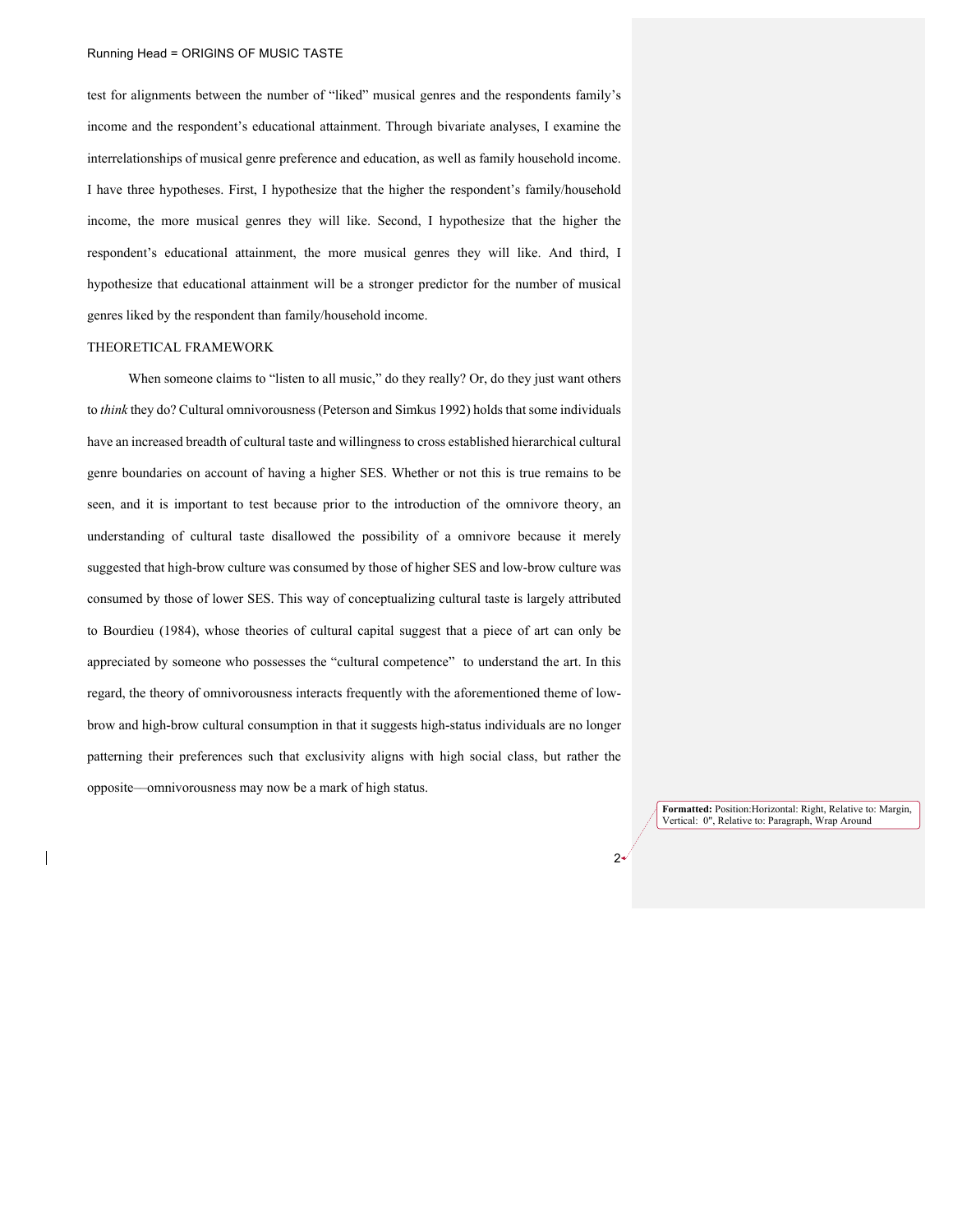test for alignments between the number of "liked" musical genres and the respondents family's income and the respondent's educational attainment. Through bivariate analyses, I examine the interrelationships of musical genre preference and education, as well as family household income. I have three hypotheses. First, I hypothesize that the higher the respondent's family/household income, the more musical genres they will like. Second, I hypothesize that the higher the respondent's educational attainment, the more musical genres they will like. And third, I hypothesize that educational attainment will be a stronger predictor for the number of musical genres liked by the respondent than family/household income.

## THEORETICAL FRAMEWORK

When someone claims to "listen to all music," do they really? Or, do they just want others to *think* they do? Cultural omnivorousness (Peterson and Simkus 1992) holds that some individuals have an increased breadth of cultural taste and willingness to cross established hierarchical cultural genre boundaries on account of having a higher SES. Whether or not this is true remains to be seen, and it is important to test because prior to the introduction of the omnivore theory, an understanding of cultural taste disallowed the possibility of a omnivore because it merely suggested that high-brow culture was consumed by those of higher SES and low-brow culture was consumed by those of lower SES. This way of conceptualizing cultural taste is largely attributed to Bourdieu (1984), whose theories of cultural capital suggest that a piece of art can only be appreciated by someone who possesses the "cultural competence" to understand the art. In this regard, the theory of omnivorousness interacts frequently with the aforementioned theme of low-brow and high-brow cultural consumption in that it suggests high-status individuals are no longer patterning their preferences such that exclusivity aligns with high social class, but rather the opposite—omnivorousness may now be a mark of high status.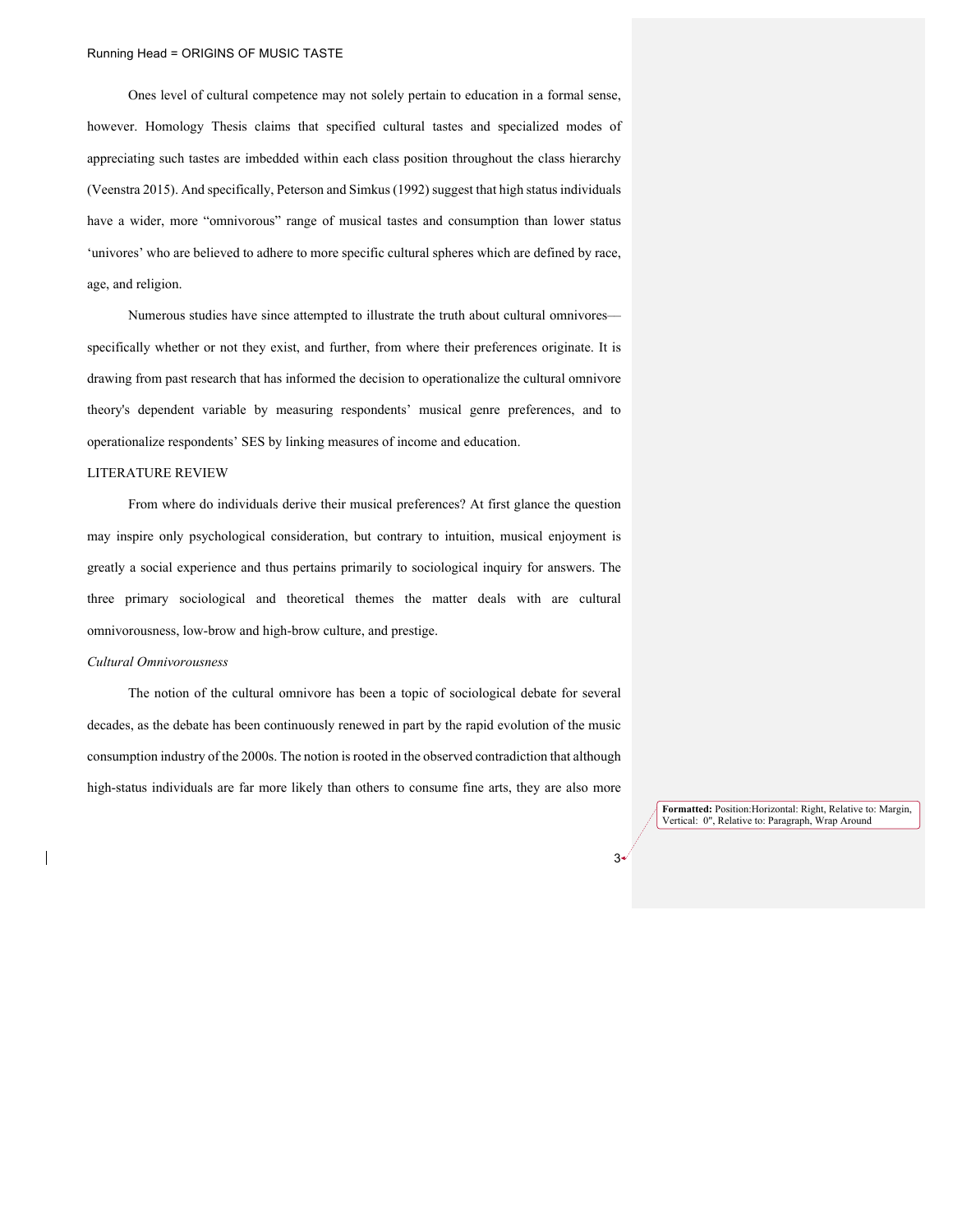Ones level of cultural competence may not solely pertain to education in a formal sense, however. Homology Thesis claims that specified cultural tastes and specialized modes of appreciating such tastes are imbedded within each class position throughout the class hierarchy (Veenstra 2015). And specifically, Peterson and Simkus (1992) suggest that high status individuals have a wider, more "omnivorous" range of musical tastes and consumption than lower status 'univores' who are believed to adhere to more specific cultural spheres which are defined by race, age, and religion.

Numerous studies have since attempted to illustrate the truth about cultural omnivores—specifically whether or not they exist, and further, from where their preferences originate. It is drawing from past research that has informed the decision to operationalize the cultural omnivore theory's dependent variable by measuring respondents' musical genre preferences, and to operationalize respondents' SES by linking measures of income and education.

## LITERATURE REVIEW

From where do individuals derive their musical preferences? At first glance the question may inspire only psychological consideration, but contrary to intuition, musical enjoyment is greatly a social experience and thus pertains primarily to sociological inquiry for answers. The three primary sociological and theoretical themes the matter deals with are cultural omnivorousness, low-brow and high-brow culture, and prestige.

### *Cultural Omnivorousness*

The notion of the cultural omnivore has been a topic of sociological debate for several decades, as the debate has been continuously renewed in part by the rapid evolution of the music consumption industry of the 2000s. The notion is rooted in the observed contradiction that although high-status individuals are far more likely than others to consume fine arts, they are also more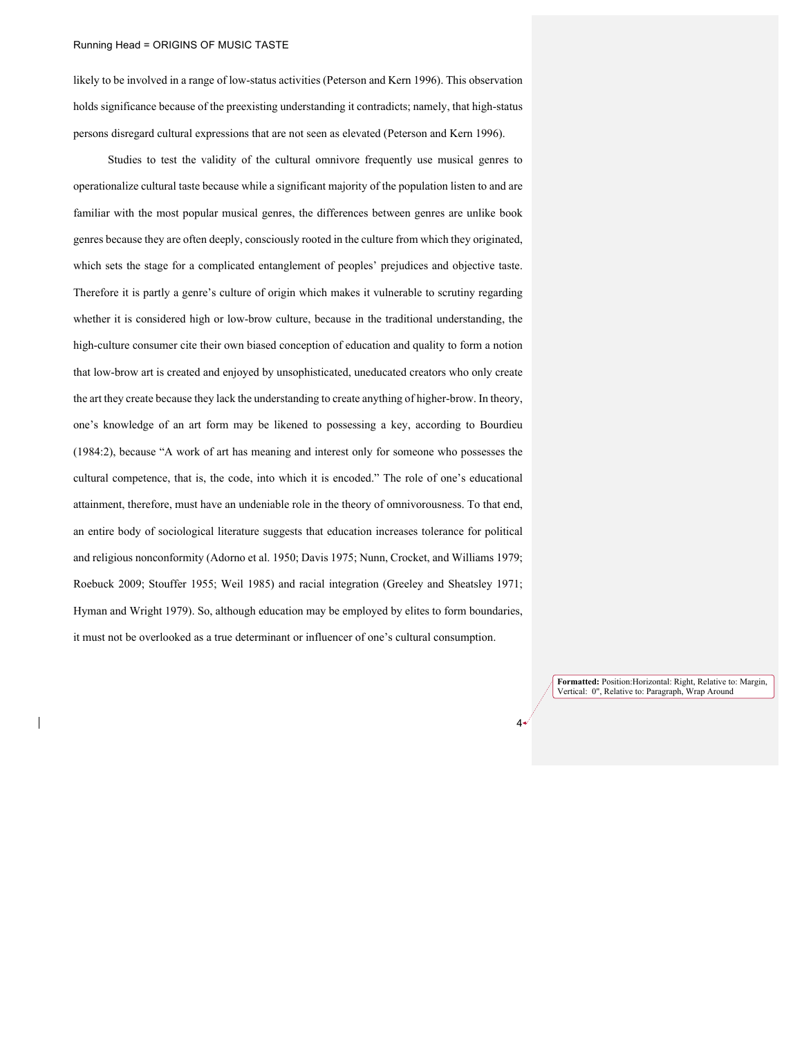likely to be involved in a range of low-status activities (Peterson and Kern 1996). This observation holds significance because of the preexisting understanding it contradicts; namely, that high-status persons disregard cultural expressions that are not seen as elevated (Peterson and Kern 1996).

Studies to test the validity of the cultural omnivore frequently use musical genres to operationalize cultural taste because while a significant majority of the population listen to and are familiar with the most popular musical genres, the differences between genres are unlike book genres because they are often deeply, consciously rooted in the culture from which they originated, which sets the stage for a complicated entanglement of peoples' prejudices and objective taste. Therefore it is partly a genre's culture of origin which makes it vulnerable to scrutiny regarding whether it is considered high or low-brow culture, because in the traditional understanding, the high-culture consumer cite their own biased conception of education and quality to form a notion that low-brow art is created and enjoyed by unsophisticated, uneducated creators who only create the art they create because they lack the understanding to create anything of higher-brow. In theory, one's knowledge of an art form may be likened to possessing a key, according to Bourdieu (1984:2), because "A work of art has meaning and interest only for someone who possesses the cultural competence, that is, the code, into which it is encoded." The role of one's educational attainment, therefore, must have an undeniable role in the theory of omnivorousness. To that end, an entire body of sociological literature suggests that education increases tolerance for political and religious nonconformity (Adorno et al. 1950; Davis 1975; Nunn, Crocket, and Williams 1979; Roebuck 2009; Stouffer 1955; Weil 1985) and racial integration (Greeley and Sheatsley 1971; Hyman and Wright 1979). So, although education may be employed by elites to form boundaries, it must not be overlooked as a true determinant or influencer of one's cultural consumption.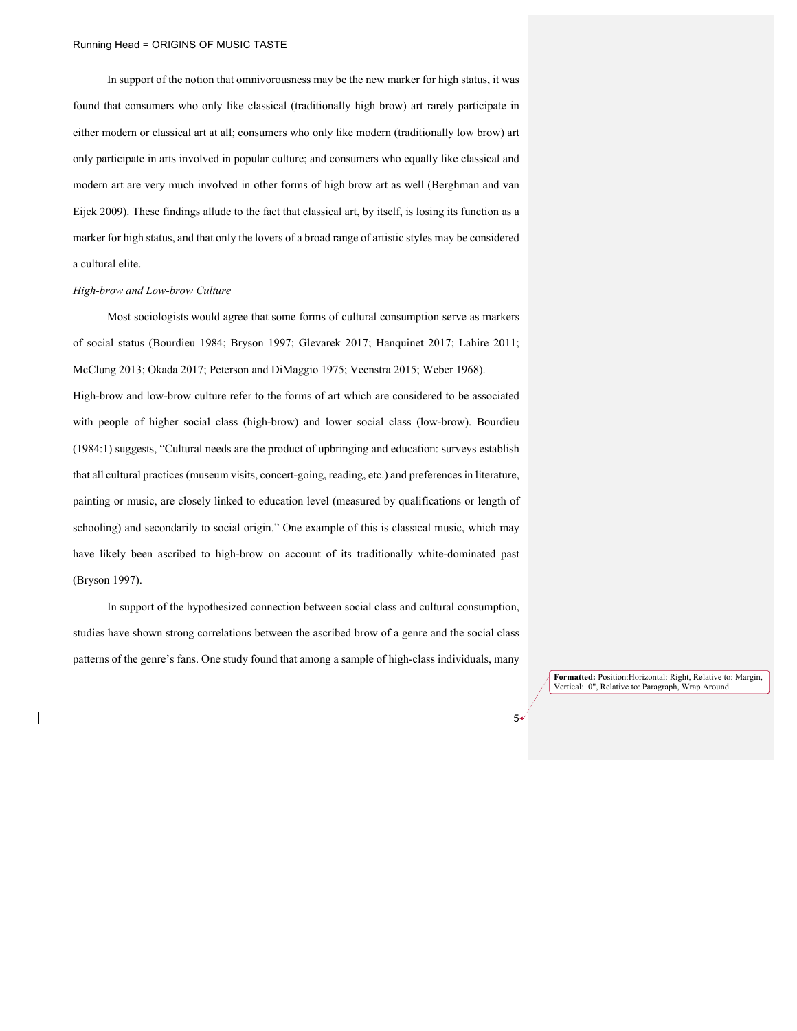In support of the notion that omnivorousness may be the new marker for high status, it was found that consumers who only like classical (traditionally high brow) art rarely participate in either modern or classical art at all; consumers who only like modern (traditionally low brow) art only participate in arts involved in popular culture; and consumers who equally like classical and modern art are very much involved in other forms of high brow art as well (Berghman and van Eijck 2009). These findings allude to the fact that classical art, by itself, is losing its function as a marker for high status, and that only the lovers of a broad range of artistic styles may be considered a cultural elite.

*High-brow and Low-brow Culture*

Most sociologists would agree that some forms of cultural consumption serve as markers of social status (Bourdieu 1984; Bryson 1997; Glevarek 2017; Hanquinet 2017; Lahire 2011; McClung 2013; Okada 2017; Peterson and DiMaggio 1975; Veenstra 2015; Weber 1968).

High-brow and low-brow culture refer to the forms of art which are considered to be associated with people of higher social class (high-brow) and lower social class (low-brow). Bourdieu (1984:1) suggests, "Cultural needs are the product of upbringing and education: surveys establish that all cultural practices (museum visits, concert-going, reading, etc.) and preferences in literature, painting or music, are closely linked to education level (measured by qualifications or length of schooling) and secondarily to social origin." One example of this is classical music, which may have likely been ascribed to high-brow on account of its traditionally white-dominated past (Bryson 1997).

In support of the hypothesized connection between social class and cultural consumption, studies have shown strong correlations between the ascribed brow of a genre and the social class patterns of the genre's fans. One study found that among a sample of high-class individuals, many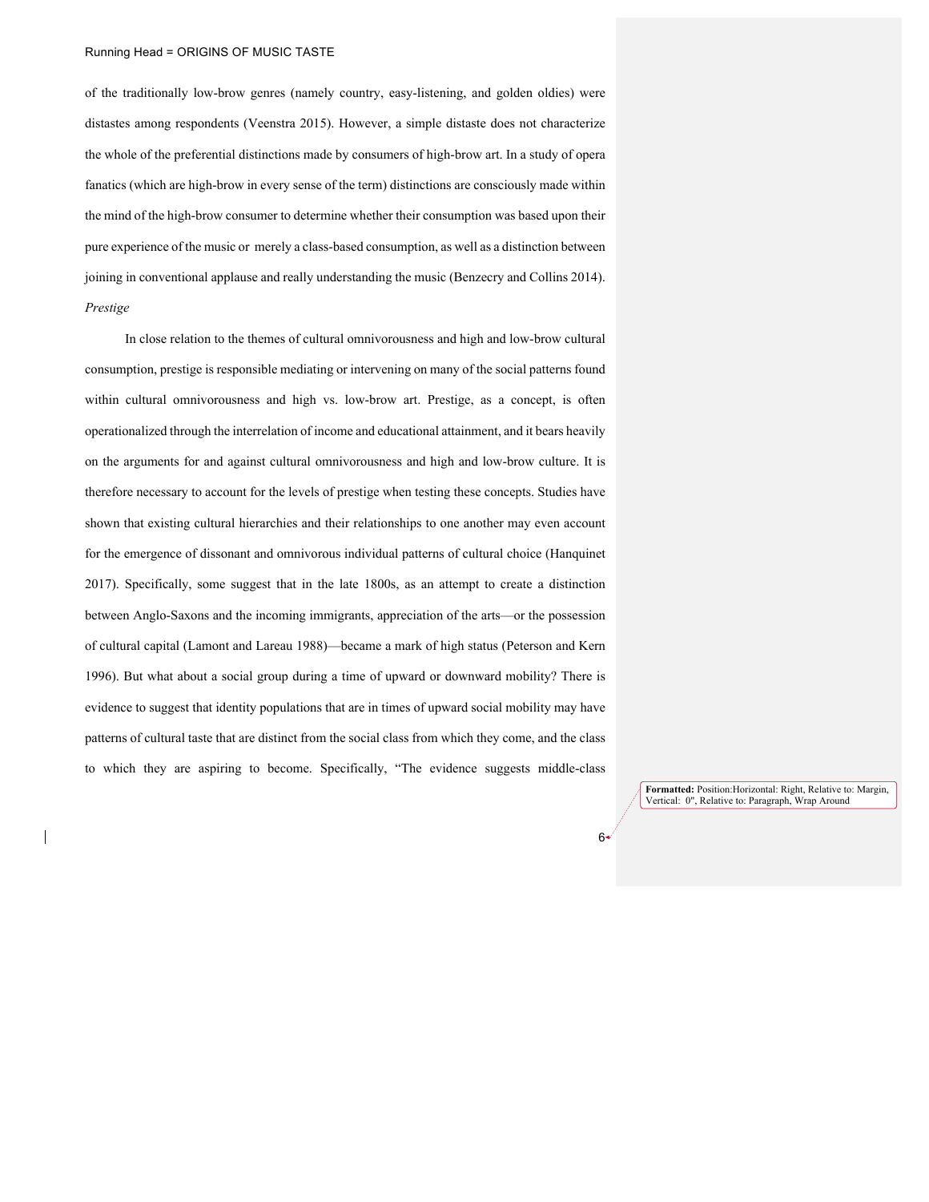of the traditionally low-brow genres (namely country, easy-listening, and golden oldies) were distastes among respondents (Veenstra 2015). However, a simple distaste does not characterize the whole of the preferential distinctions made by consumers of high-brow art. In a study of opera fanatics (which are high-brow in every sense of the term) distinctions are consciously made within the mind of the high-brow consumer to determine whether their consumption was based upon their pure experience of the music or merely a class-based consumption, as well as a distinction between joining in conventional applause and really understanding the music (Benzecry and Collins 2014).

*Prestige*

In close relation to the themes of cultural omnivorousness and high and low-brow cultural consumption, prestige is responsible mediating or intervening on many of the social patterns found within cultural omnivorousness and high vs. low-brow art. Prestige, as a concept, is often operationalized through the interrelation of income and educational attainment, and it bears heavily on the arguments for and against cultural omnivorousness and high and low-brow culture. It is therefore necessary to account for the levels of prestige when testing these concepts. Studies have shown that existing cultural hierarchies and their relationships to one another may even account for the emergence of dissonant and omnivorous individual patterns of cultural choice (Hanquinet 2017). Specifically, some suggest that in the late 1800s, as an attempt to create a distinction between Anglo-Saxons and the incoming immigrants, appreciation of the arts—or the possession of cultural capital (Lamont and Lareau 1988)—became a mark of high status (Peterson and Kern 1996). But what about a social group during a time of upward or downward mobility? There is evidence to suggest that identity populations that are in times of upward social mobility may have patterns of cultural taste that are distinct from the social class from which they come, and the class to which they are aspiring to become. Specifically, "The evidence suggests middle-class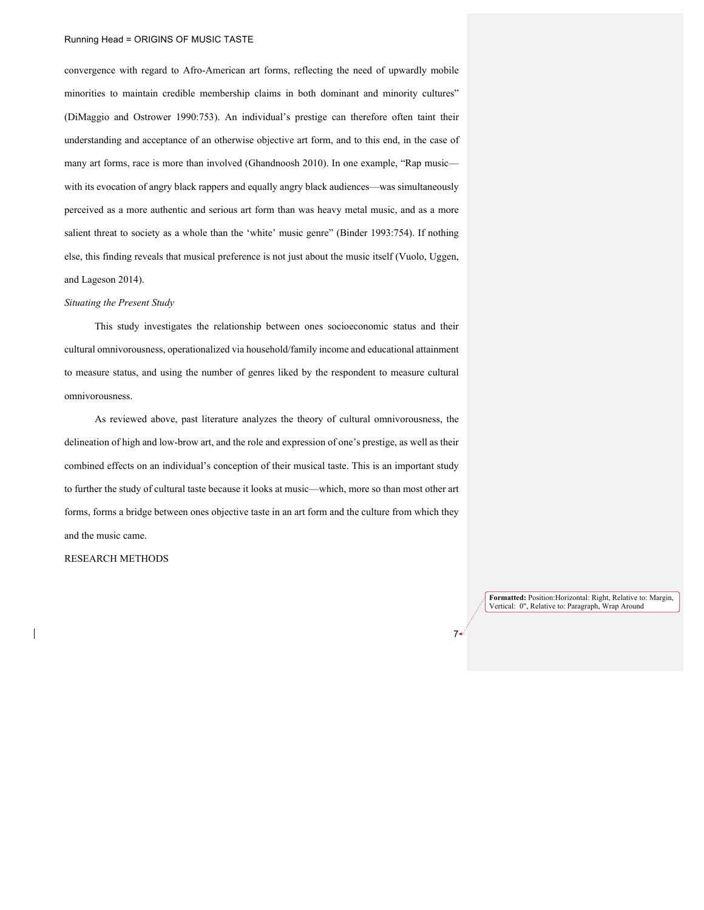convergence with regard to Afro-American art forms, reflecting the need of upwardly mobile minorities to maintain credible membership claims in both dominant and minority cultures" (DiMaggio and Ostrower 1990:753). An individual's prestige can therefore often taint their understanding and acceptance of an otherwise objective art form, and to this end, in the case of many art forms, race is more than involved (Ghandnoosh 2010). In one example, "Rap music—with its evocation of angry black rappers and equally angry black audiences—was simultaneously perceived as a more authentic and serious art form than was heavy metal music, and as a more salient threat to society as a whole than the 'white' music genre" (Binder 1993:754). If nothing else, this finding reveals that musical preference is not just about the music itself (Vuolo, Uggen, and Lageson 2014).

*Situating the Present Study*

This study investigates the relationship between ones socioeconomic status and their cultural omnivorousness, operationalized via household/family income and educational attainment to measure status, and using the number of genres liked by the respondent to measure cultural omnivorousness.

As reviewed above, past literature analyzes the theory of cultural omnivorousness, the delineation of high and low-brow art, and the role and expression of one's prestige, as well as their combined effects on an individual's conception of their musical taste. This is an important study to further the study of cultural taste because it looks at music—which, more so than most other art forms, forms a bridge between ones objective taste in an art form and the culture from which they and the music came.

RESEARCH METHODS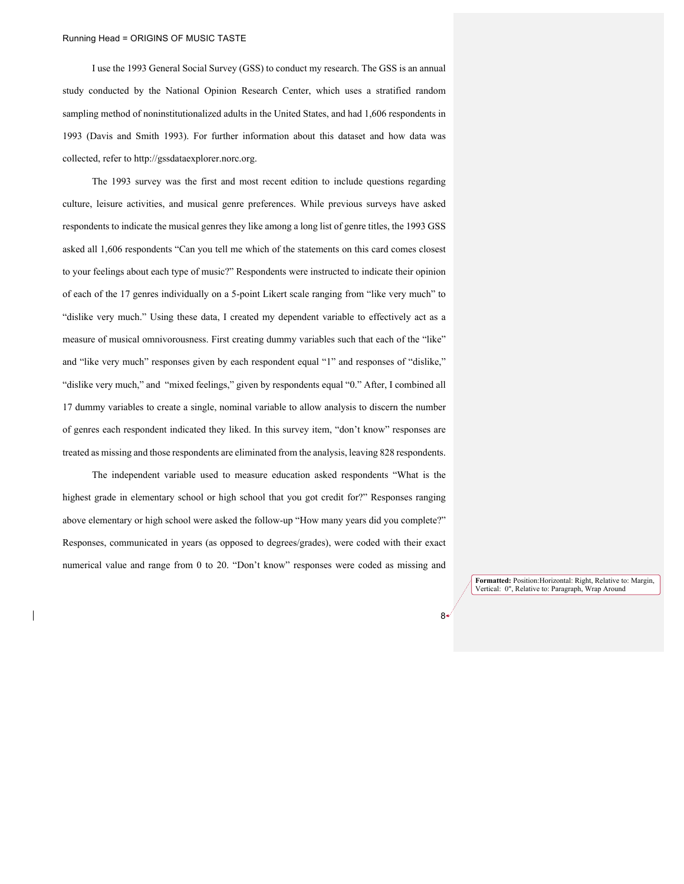I use the 1993 General Social Survey (GSS) to conduct my research. The GSS is an annual study conducted by the National Opinion Research Center, which uses a stratified random sampling method of noninstitutionalized adults in the United States, and had 1,606 respondents in 1993 (Davis and Smith 1993). For further information about this dataset and how data was collected, refer to http://gssdataexplorer.norc.org.

The 1993 survey was the first and most recent edition to include questions regarding culture, leisure activities, and musical genre preferences. While previous surveys have asked respondents to indicate the musical genres they like among a long list of genre titles, the 1993 GSS asked all 1,606 respondents "Can you tell me which of the statements on this card comes closest to your feelings about each type of music?" Respondents were instructed to indicate their opinion of each of the 17 genres individually on a 5-point Likert scale ranging from "like very much" to "dislike very much." Using these data, I created my dependent variable to effectively act as a measure of musical omnivorousness. First creating dummy variables such that each of the "like" and "like very much" responses given by each respondent equal "1" and responses of "dislike," "dislike very much," and "mixed feelings," given by respondents equal "0." After, I combined all 17 dummy variables to create a single, nominal variable to allow analysis to discern the number of genres each respondent indicated they liked. In this survey item, "don't know" responses are treated as missing and those respondents are eliminated from the analysis, leaving 828 respondents.

The independent variable used to measure education asked respondents "What is the highest grade in elementary school or high school that you got credit for?" Responses ranging above elementary or high school were asked the follow-up "How many years did you complete?" Responses, communicated in years (as opposed to degrees/grades), were coded with their exact numerical value and range from 0 to 20. "Don't know" responses were coded as missing and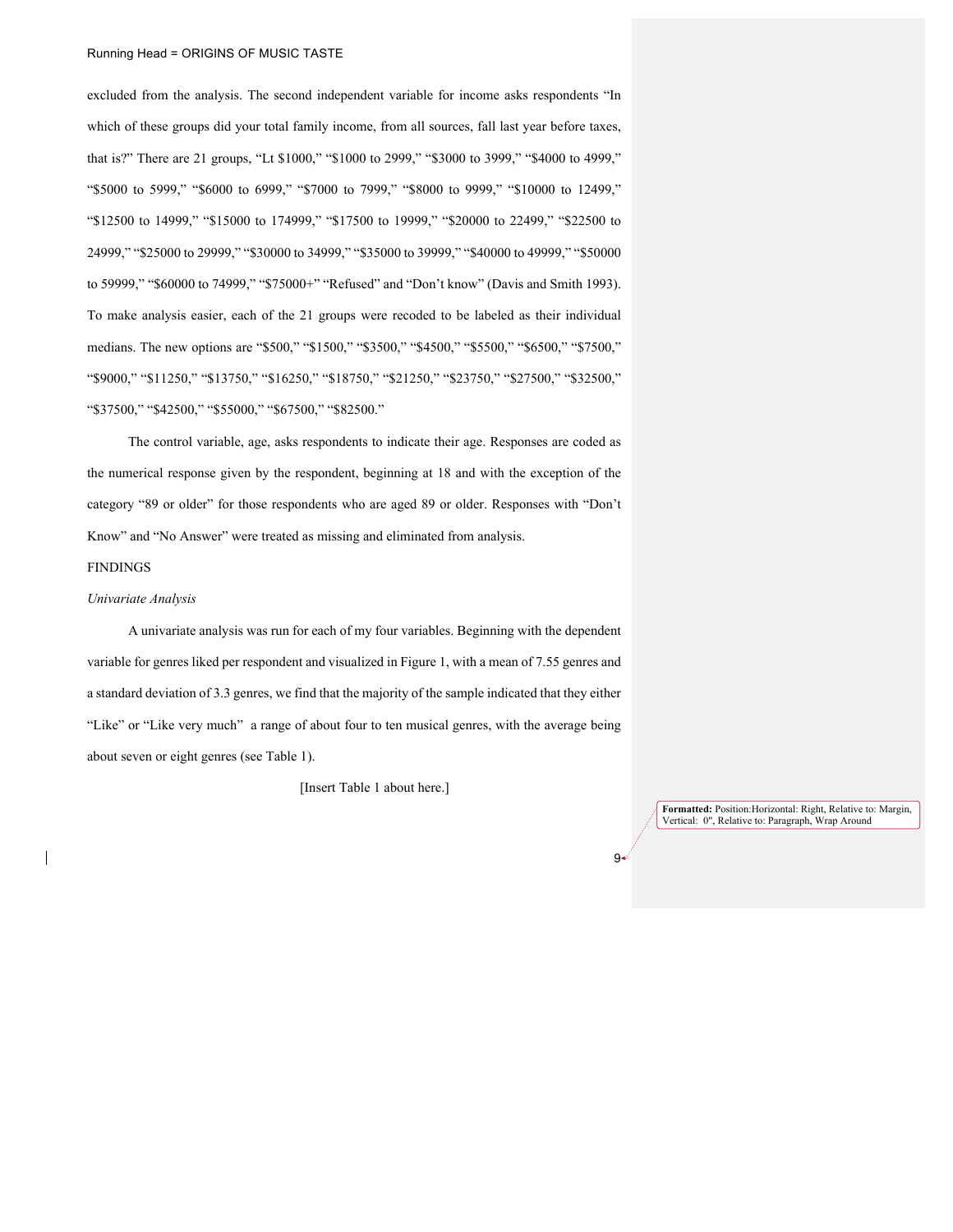excluded from the analysis. The second independent variable for income asks respondents "In which of these groups did your total family income, from all sources, fall last year before taxes, that is?" There are 21 groups, "Lt $1000," "$1000 to 2999," "$3000 to 3999," "$4000 to 4999," "$5000 to 5999," "$6000 to 6999," "$7000 to 7999," "$8000 to 9999," "$10000 to 12499," "$12500 to 14999," "$15000 to 174999," "$17500 to 19999," "$20000 to 22499," "$22500 to 24999," "$25000 to 29999," "$30000 to 34999," "$35000 to 39999," "$40000 to 49999," "$50000 to 59999," "$60000 to 74999," "$75000+" "Refused" and "Don't know" (Davis and Smith 1993). To make analysis easier, each of the 21 groups were recoded to be labeled as their individual medians. The new options are "$500," "$1500," "$3500," "$4500," "$5500," "$6500," "$7500," "$9000," "$11250," "$13750," "$16250," "$18750," "$21250," "$23750," "$27500," "$32500," "$37500," "$42500," "$55000," "$67500," "$82500."

The control variable, age, asks respondents to indicate their age. Responses are coded as the numerical response given by the respondent, beginning at 18 and with the exception of the category "89 or older" for those respondents who are aged 89 or older. Responses with "Don't Know" and "No Answer" were treated as missing and eliminated from analysis.

## FINDINGS

### *Univariate Analysis*

A univariate analysis was run for each of my four variables. Beginning with the dependent variable for genres liked per respondent and visualized in Figure 1, with a mean of 7.55 genres and a standard deviation of 3.3 genres, we find that the majority of the sample indicated that they either "Like" or "Like very much" a range of about four to ten musical genres, with the average being about seven or eight genres (see Table 1).

[Insert Table 1 about here.]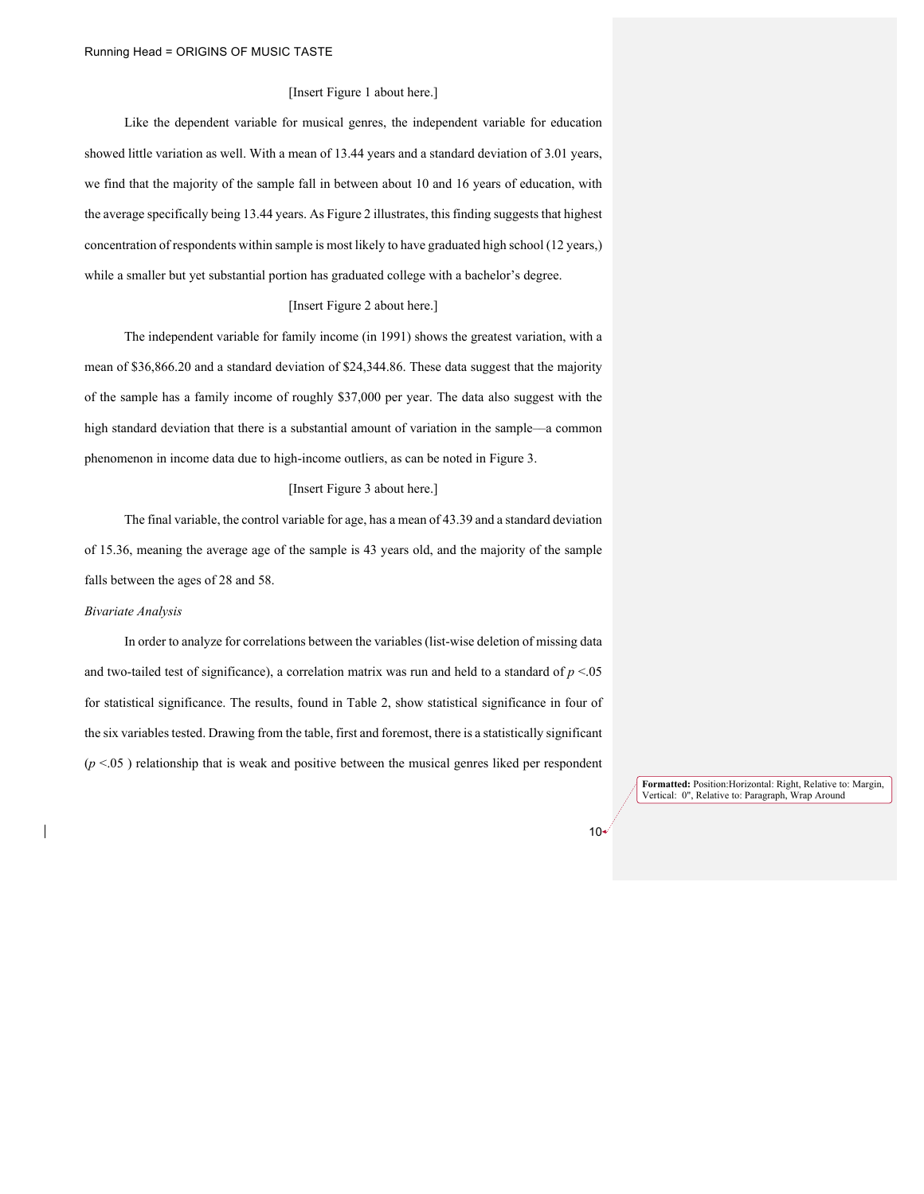[Insert Figure 1 about here.]

Like the dependent variable for musical genres, the independent variable for education showed little variation as well. With a mean of 13.44 years and a standard deviation of 3.01 years, we find that the majority of the sample fall in between about 10 and 16 years of education, with the average specifically being 13.44 years. As Figure 2 illustrates, this finding suggests that highest concentration of respondents within sample is most likely to have graduated high school (12 years,) while a smaller but yet substantial portion has graduated college with a bachelor's degree.

[Insert Figure 2 about here.]

The independent variable for family income (in 1991) shows the greatest variation, with a mean of $36,866.20 and a standard deviation of $24,344.86. These data suggest that the majority of the sample has a family income of roughly $37,000 per year. The data also suggest with the high standard deviation that there is a substantial amount of variation in the sample—a common phenomenon in income data due to high-income outliers, as can be noted in Figure 3.

[Insert Figure 3 about here.]

The final variable, the control variable for age, has a mean of 43.39 and a standard deviation of 15.36, meaning the average age of the sample is 43 years old, and the majority of the sample falls between the ages of 28 and 58.

*Bivariate Analysis*

In order to analyze for correlations between the variables (list-wise deletion of missing data and two-tailed test of significance), a correlation matrix was run and held to a standard of $p < .05$ for statistical significance. The results, found in Table 2, show statistical significance in four of the six variables tested. Drawing from the table, first and foremost, there is a statistically significant ($p < .05$ ) relationship that is weak and positive between the musical genres liked per respondent

**Formatted:** Position:Horizontal: Right, Relative to: Margin, Vertical: 0", Relative to: Paragraph, Wrap Around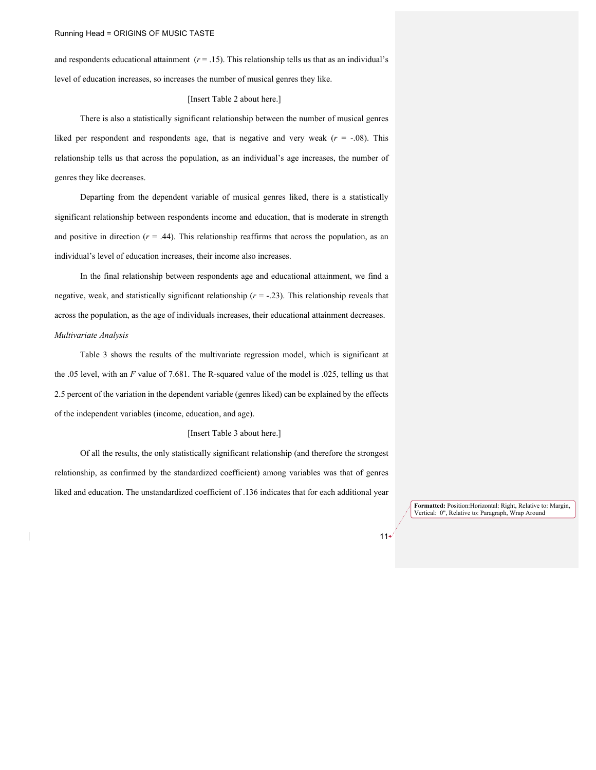and respondents educational attainment ($r$ = .15). This relationship tells us that as an individual's level of education increases, so increases the number of musical genres they like.

[Insert Table 2 about here.]

There is also a statistically significant relationship between the number of musical genres liked per respondent and respondents age, that is negative and very weak ($r$ = -.08). This relationship tells us that across the population, as an individual's age increases, the number of genres they like decreases.

Departing from the dependent variable of musical genres liked, there is a statistically significant relationship between respondents income and education, that is moderate in strength and positive in direction ($r$ = .44). This relationship reaffirms that across the population, as an individual's level of education increases, their income also increases.

In the final relationship between respondents age and educational attainment, we find a negative, weak, and statistically significant relationship ($r$ = -.23). This relationship reveals that across the population, as the age of individuals increases, their educational attainment decreases.

*Multivariate Analysis*

Table 3 shows the results of the multivariate regression model, which is significant at the .05 level, with an $F$ value of 7.681. The R-squared value of the model is .025, telling us that 2.5 percent of the variation in the dependent variable (genres liked) can be explained by the effects of the independent variables (income, education, and age).

[Insert Table 3 about here.]

Of all the results, the only statistically significant relationship (and therefore the strongest relationship, as confirmed by the standardized coefficient) among variables was that of genres liked and education. The unstandardized coefficient of .136 indicates that for each additional year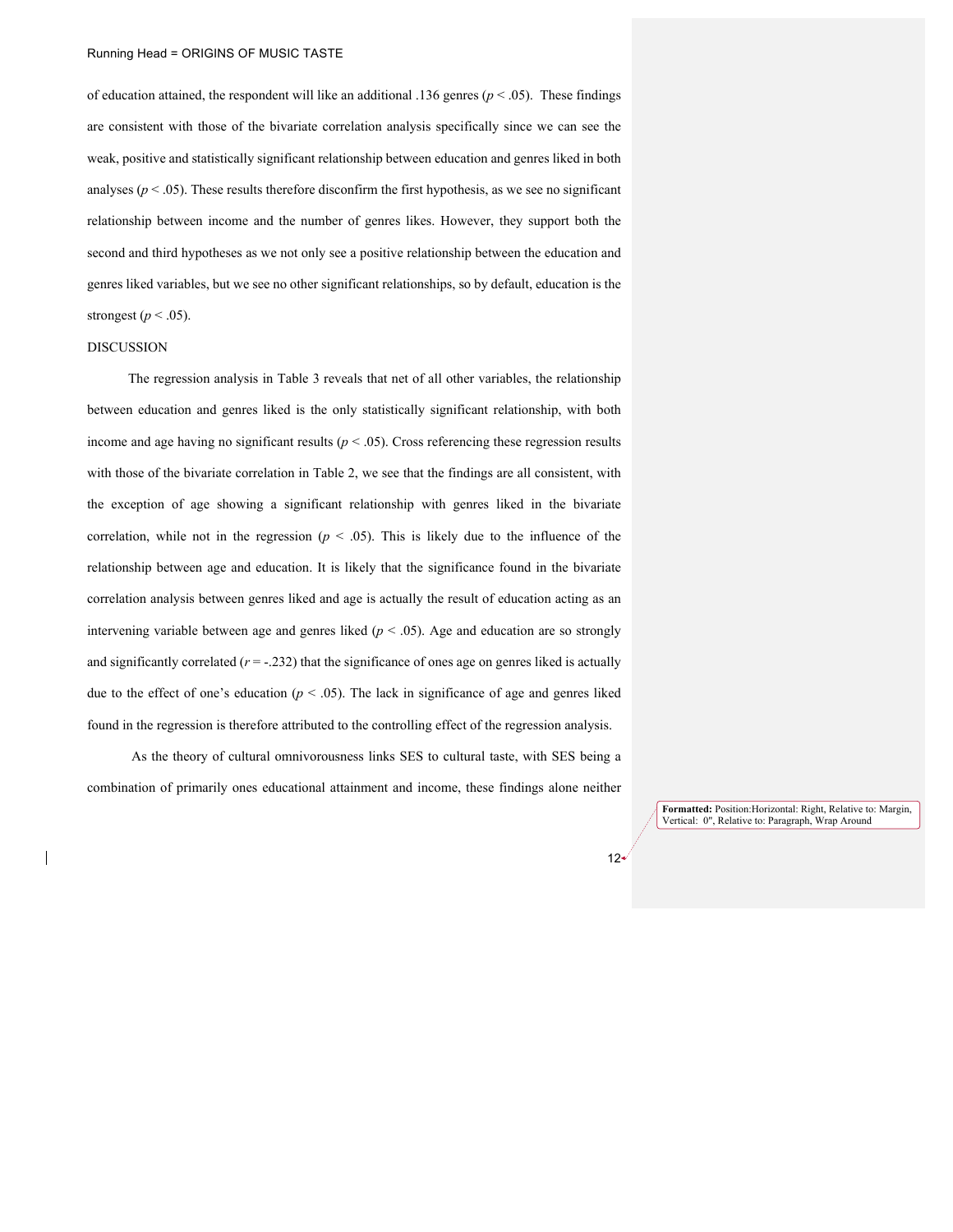of education attained, the respondent will like an additional .136 genres ($p < .05$). These findings are consistent with those of the bivariate correlation analysis specifically since we can see the weak, positive and statistically significant relationship between education and genres liked in both analyses ($p < .05$). These results therefore disconfirm the first hypothesis, as we see no significant relationship between income and the number of genres likes. However, they support both the second and third hypotheses as we not only see a positive relationship between the education and genres liked variables, but we see no other significant relationships, so by default, education is the strongest ($p < .05$).

DISCUSSION

The regression analysis in Table 3 reveals that net of all other variables, the relationship between education and genres liked is the only statistically significant relationship, with both income and age having no significant results ($p < .05$). Cross referencing these regression results with those of the bivariate correlation in Table 2, we see that the findings are all consistent, with the exception of age showing a significant relationship with genres liked in the bivariate correlation, while not in the regression ($p < .05$). This is likely due to the influence of the relationship between age and education. It is likely that the significance found in the bivariate correlation analysis between genres liked and age is actually the result of education acting as an intervening variable between age and genres liked ($p < .05$). Age and education are so strongly and significantly correlated ($r = -.232$) that the significance of ones age on genres liked is actually due to the effect of one's education ($p < .05$). The lack in significance of age and genres liked found in the regression is therefore attributed to the controlling effect of the regression analysis.

As the theory of cultural omnivorousness links SES to cultural taste, with SES being a combination of primarily ones educational attainment and income, these findings alone neither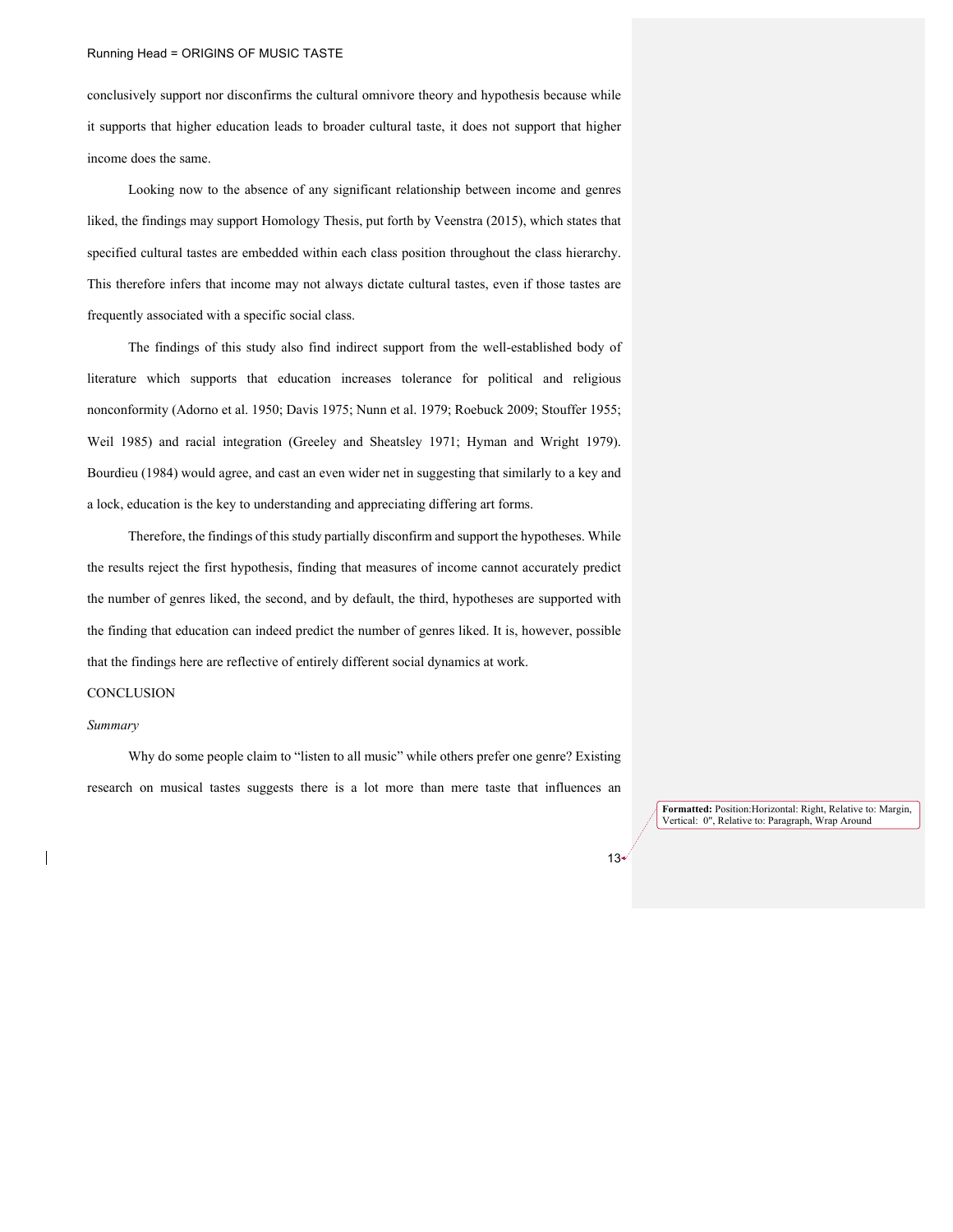conclusively support nor disconfirms the cultural omnivore theory and hypothesis because while it supports that higher education leads to broader cultural taste, it does not support that higher income does the same.

Looking now to the absence of any significant relationship between income and genres liked, the findings may support Homology Thesis, put forth by Veenstra (2015), which states that specified cultural tastes are embedded within each class position throughout the class hierarchy. This therefore infers that income may not always dictate cultural tastes, even if those tastes are frequently associated with a specific social class.

The findings of this study also find indirect support from the well-established body of literature which supports that education increases tolerance for political and religious nonconformity (Adorno et al. 1950; Davis 1975; Nunn et al. 1979; Roebuck 2009; Stouffer 1955; Weil 1985) and racial integration (Greeley and Sheatsley 1971; Hyman and Wright 1979). Bourdieu (1984) would agree, and cast an even wider net in suggesting that similarly to a key and a lock, education is the key to understanding and appreciating differing art forms.

Therefore, the findings of this study partially disconfirm and support the hypotheses. While the results reject the first hypothesis, finding that measures of income cannot accurately predict the number of genres liked, the second, and by default, the third, hypotheses are supported with the finding that education can indeed predict the number of genres liked. It is, however, possible that the findings here are reflective of entirely different social dynamics at work.

## CONCLUSION

### *Summary*

Why do some people claim to "listen to all music" while others prefer one genre? Existing research on musical tastes suggests there is a lot more than mere taste that influences an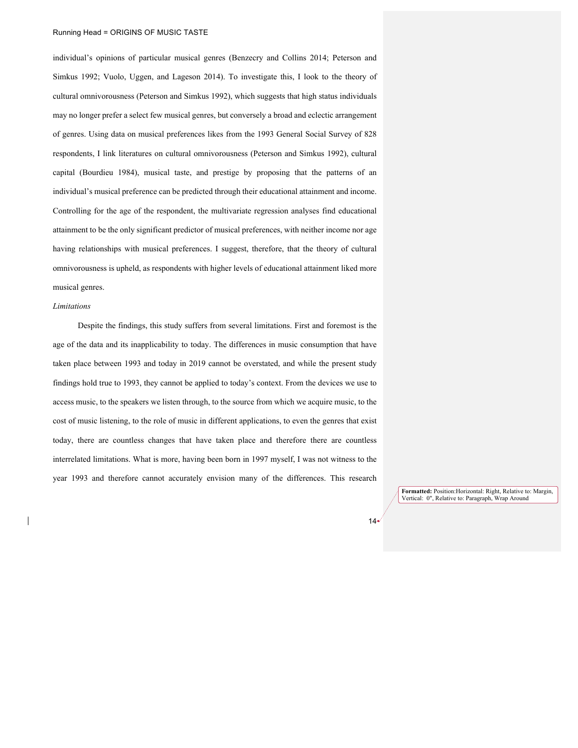individual's opinions of particular musical genres (Benzecry and Collins 2014; Peterson and Simkus 1992; Vuolo, Uggen, and Lageson 2014). To investigate this, I look to the theory of cultural omnivorousness (Peterson and Simkus 1992), which suggests that high status individuals may no longer prefer a select few musical genres, but conversely a broad and eclectic arrangement of genres. Using data on musical preferences likes from the 1993 General Social Survey of 828 respondents, I link literatures on cultural omnivorousness (Peterson and Simkus 1992), cultural capital (Bourdieu 1984), musical taste, and prestige by proposing that the patterns of an individual's musical preference can be predicted through their educational attainment and income. Controlling for the age of the respondent, the multivariate regression analyses find educational attainment to be the only significant predictor of musical preferences, with neither income nor age having relationships with musical preferences. I suggest, therefore, that the theory of cultural omnivorousness is upheld, as respondents with higher levels of educational attainment liked more musical genres.

*Limitations*

Despite the findings, this study suffers from several limitations. First and foremost is the age of the data and its inapplicability to today. The differences in music consumption that have taken place between 1993 and today in 2019 cannot be overstated, and while the present study findings hold true to 1993, they cannot be applied to today's context. From the devices we use to access music, to the speakers we listen through, to the source from which we acquire music, to the cost of music listening, to the role of music in different applications, to even the genres that exist today, there are countless changes that have taken place and therefore there are countless interrelated limitations. What is more, having been born in 1997 myself, I was not witness to the year 1993 and therefore cannot accurately envision many of the differences. This research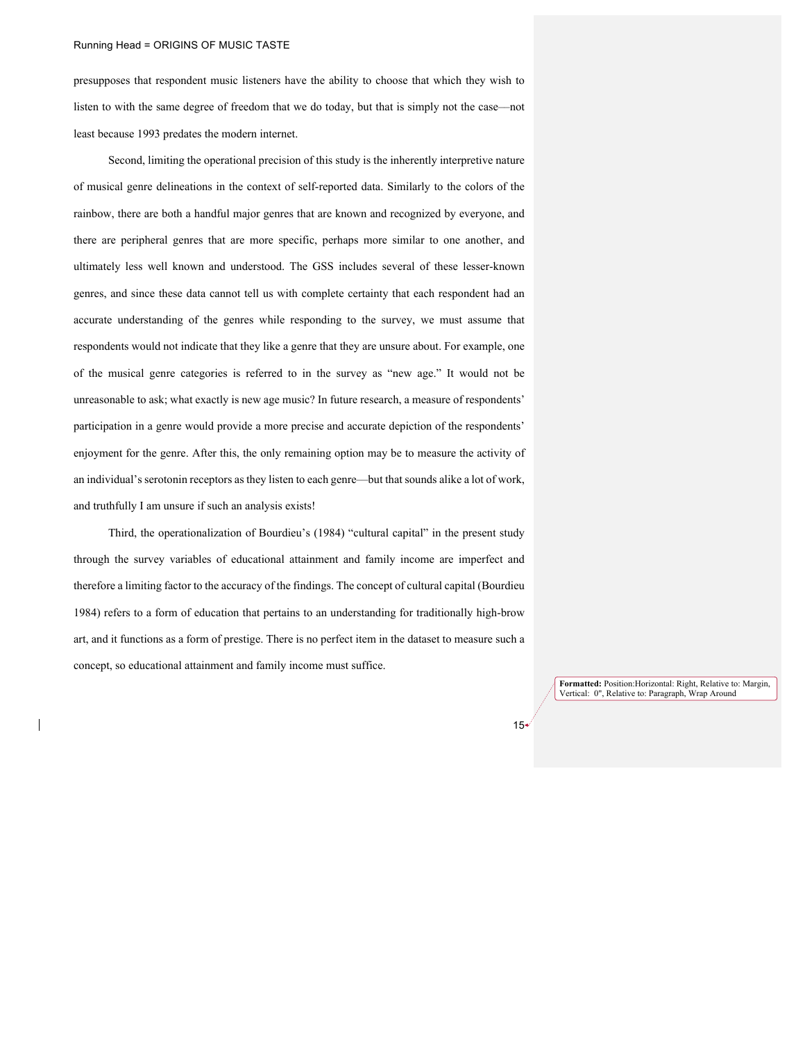presupposes that respondent music listeners have the ability to choose that which they wish to listen to with the same degree of freedom that we do today, but that is simply not the case—not least because 1993 predates the modern internet.

Second, limiting the operational precision of this study is the inherently interpretive nature of musical genre delineations in the context of self-reported data. Similarly to the colors of the rainbow, there are both a handful major genres that are known and recognized by everyone, and there are peripheral genres that are more specific, perhaps more similar to one another, and ultimately less well known and understood. The GSS includes several of these lesser-known genres, and since these data cannot tell us with complete certainty that each respondent had an accurate understanding of the genres while responding to the survey, we must assume that respondents would not indicate that they like a genre that they are unsure about. For example, one of the musical genre categories is referred to in the survey as "new age." It would not be unreasonable to ask; what exactly is new age music? In future research, a measure of respondents' participation in a genre would provide a more precise and accurate depiction of the respondents' enjoyment for the genre. After this, the only remaining option may be to measure the activity of an individual's serotonin receptors as they listen to each genre—but that sounds alike a lot of work, and truthfully I am unsure if such an analysis exists!

Third, the operationalization of Bourdieu's (1984) "cultural capital" in the present study through the survey variables of educational attainment and family income are imperfect and therefore a limiting factor to the accuracy of the findings. The concept of cultural capital (Bourdieu 1984) refers to a form of education that pertains to an understanding for traditionally high-brow art, and it functions as a form of prestige. There is no perfect item in the dataset to measure such a concept, so educational attainment and family income must suffice.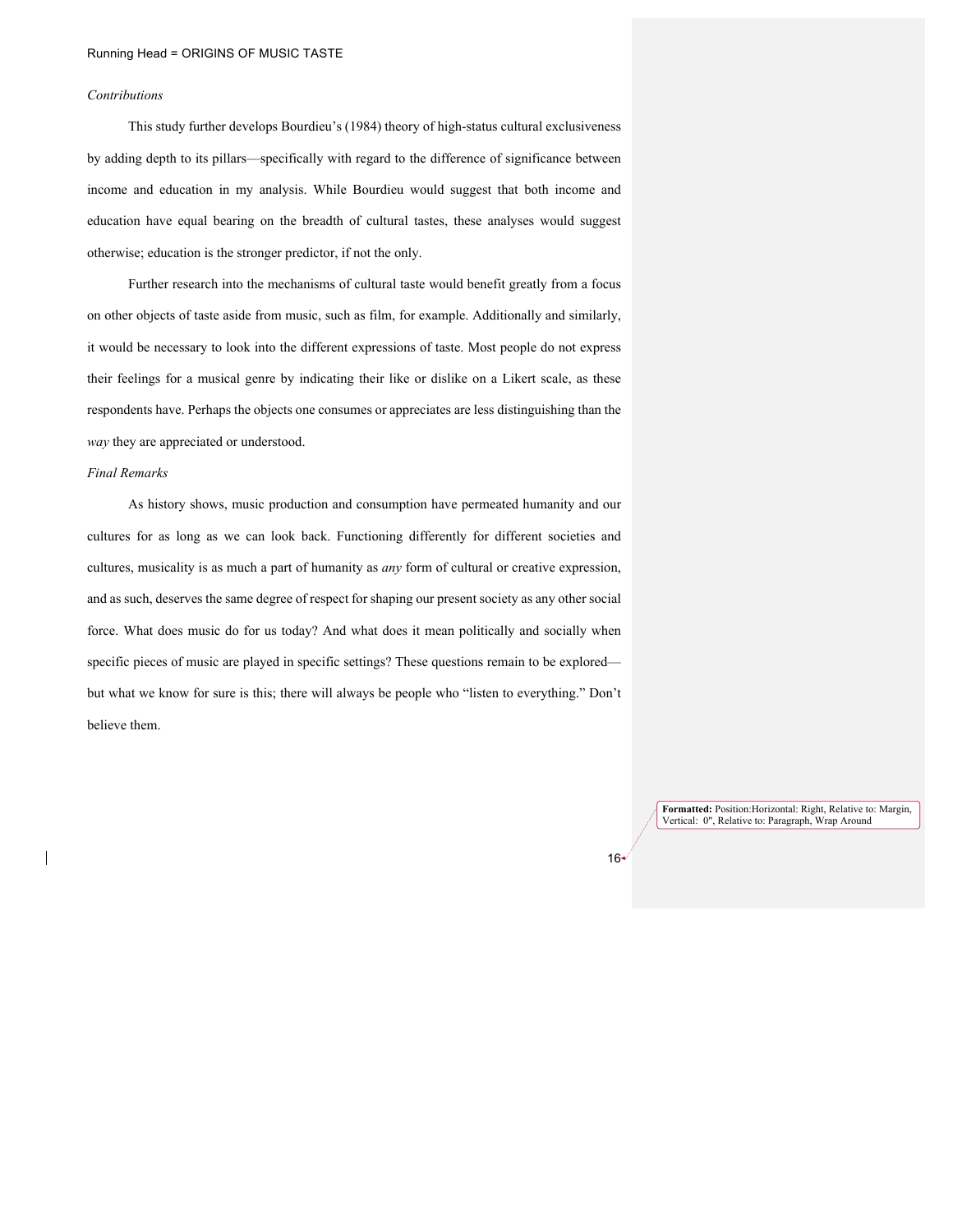*Contributions*

This study further develops Bourdieu's (1984) theory of high-status cultural exclusiveness by adding depth to its pillars—specifically with regard to the difference of significance between income and education in my analysis. While Bourdieu would suggest that both income and education have equal bearing on the breadth of cultural tastes, these analyses would suggest otherwise; education is the stronger predictor, if not the only.

Further research into the mechanisms of cultural taste would benefit greatly from a focus on other objects of taste aside from music, such as film, for example. Additionally and similarly, it would be necessary to look into the different expressions of taste. Most people do not express their feelings for a musical genre by indicating their like or dislike on a Likert scale, as these respondents have. Perhaps the objects one consumes or appreciates are less distinguishing than the *way* they are appreciated or understood.

*Final Remarks*

As history shows, music production and consumption have permeated humanity and our cultures for as long as we can look back. Functioning differently for different societies and cultures, musicality is as much a part of humanity as *any* form of cultural or creative expression, and as such, deserves the same degree of respect for shaping our present society as any other social force. What does music do for us today? And what does it mean politically and socially when specific pieces of music are played in specific settings? These questions remain to be explored—but what we know for sure is this; there will always be people who "listen to everything." Don't believe them.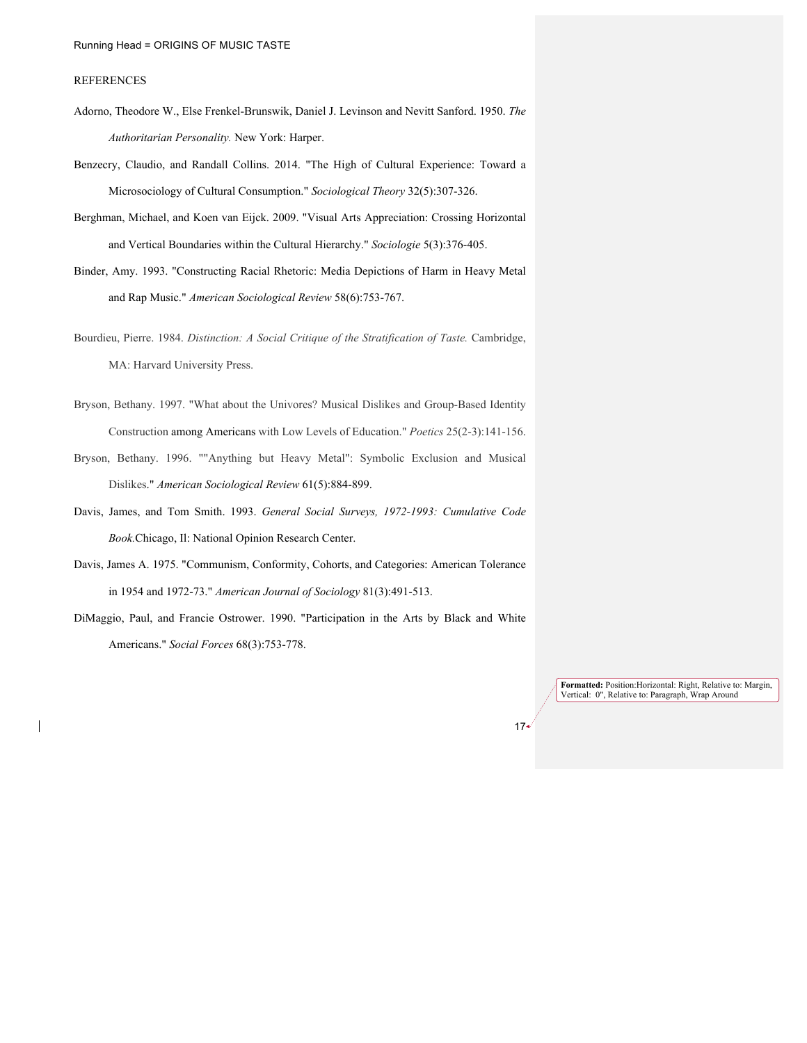REFERENCES

Adorno, Theodore W., Else Frenkel-Brunswik, Daniel J. Levinson and Nevitt Sanford. 1950. *The Authoritarian Personality.* New York: Harper.

Benzecry, Claudio, and Randall Collins. 2014. "The High of Cultural Experience: Toward a Microsociology of Cultural Consumption." *Sociological Theory* 32(5):307-326.

Berghman, Michael, and Koen van Eijck. 2009. "Visual Arts Appreciation: Crossing Horizontal and Vertical Boundaries within the Cultural Hierarchy." *Sociologie* 5(3):376-405.

Binder, Amy. 1993. "Constructing Racial Rhetoric: Media Depictions of Harm in Heavy Metal and Rap Music." *American Sociological Review* 58(6):753-767.

Bourdieu, Pierre. 1984. *Distinction: A Social Critique of the Stratification of Taste.* Cambridge, MA: Harvard University Press.

Bryson, Bethany. 1997. "What about the Univores? Musical Dislikes and Group-Based Identity Construction among Americans with Low Levels of Education." *Poetics* 25(2-3):141-156.

Bryson, Bethany. 1996. ""Anything but Heavy Metal": Symbolic Exclusion and Musical Dislikes." *American Sociological Review* 61(5):884-899.

Davis, James, and Tom Smith. 1993. *General Social Surveys, 1972-1993: Cumulative Code Book.*Chicago, Il: National Opinion Research Center.

Davis, James A. 1975. "Communism, Conformity, Cohorts, and Categories: American Tolerance in 1954 and 1972-73." *American Journal of Sociology* 81(3):491-513.

DiMaggio, Paul, and Francie Ostrower. 1990. "Participation in the Arts by Black and White Americans." *Social Forces* 68(3):753-778.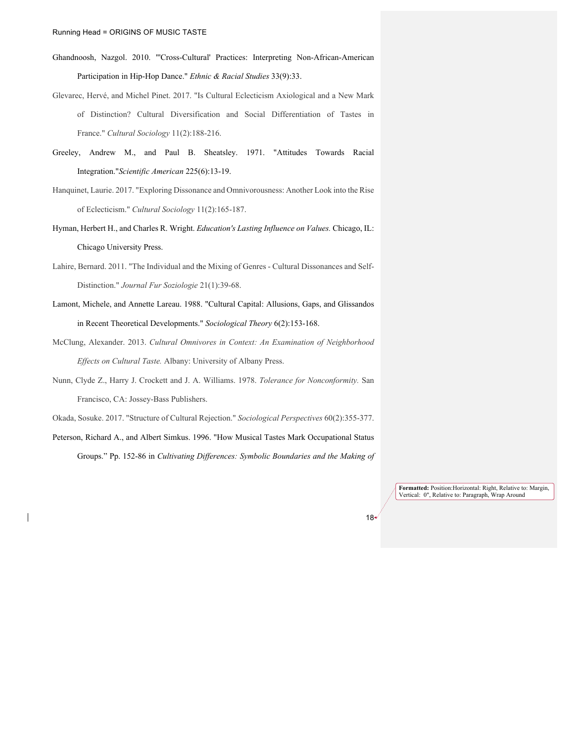Ghandnoosh, Nazgol. 2010. "'Cross-Cultural' Practices: Interpreting Non-African-American Participation in Hip-Hop Dance." *Ethnic & Racial Studies* 33(9):33.

Glevarec, Hervé, and Michel Pinet. 2017. "Is Cultural Eclecticism Axiological and a New Mark of Distinction? Cultural Diversification and Social Differentiation of Tastes in France." *Cultural Sociology* 11(2):188-216.

Greeley, Andrew M., and Paul B. Sheatsley. 1971. "Attitudes Towards Racial Integration."*Scientific American* 225(6):13-19.

Hanquinet, Laurie. 2017. "Exploring Dissonance and Omnivorousness: Another Look into the Rise of Eclecticism." *Cultural Sociology* 11(2):165-187.

Hyman, Herbert H., and Charles R. Wright. *Education's Lasting Influence on Values.* Chicago, IL: Chicago University Press.

Lahire, Bernard. 2011. "The Individual and the Mixing of Genres - Cultural Dissonances and Self-Distinction." *Journal Fur Soziologie* 21(1):39-68.

Lamont, Michele, and Annette Lareau. 1988. "Cultural Capital: Allusions, Gaps, and Glissandos in Recent Theoretical Developments." *Sociological Theory* 6(2):153-168.

McClung, Alexander. 2013. *Cultural Omnivores in Context: An Examination of Neighborhood Effects on Cultural Taste.* Albany: University of Albany Press.

Nunn, Clyde Z., Harry J. Crockett and J. A. Williams. 1978. *Tolerance for Nonconformity.* San Francisco, CA: Jossey-Bass Publishers.

Okada, Sosuke. 2017. "Structure of Cultural Rejection." *Sociological Perspectives* 60(2):355-377.

Peterson, Richard A., and Albert Simkus. 1996. "How Musical Tastes Mark Occupational Status Groups." Pp. 152-86 in *Cultivating Differences: Symbolic Boundaries and the Making of*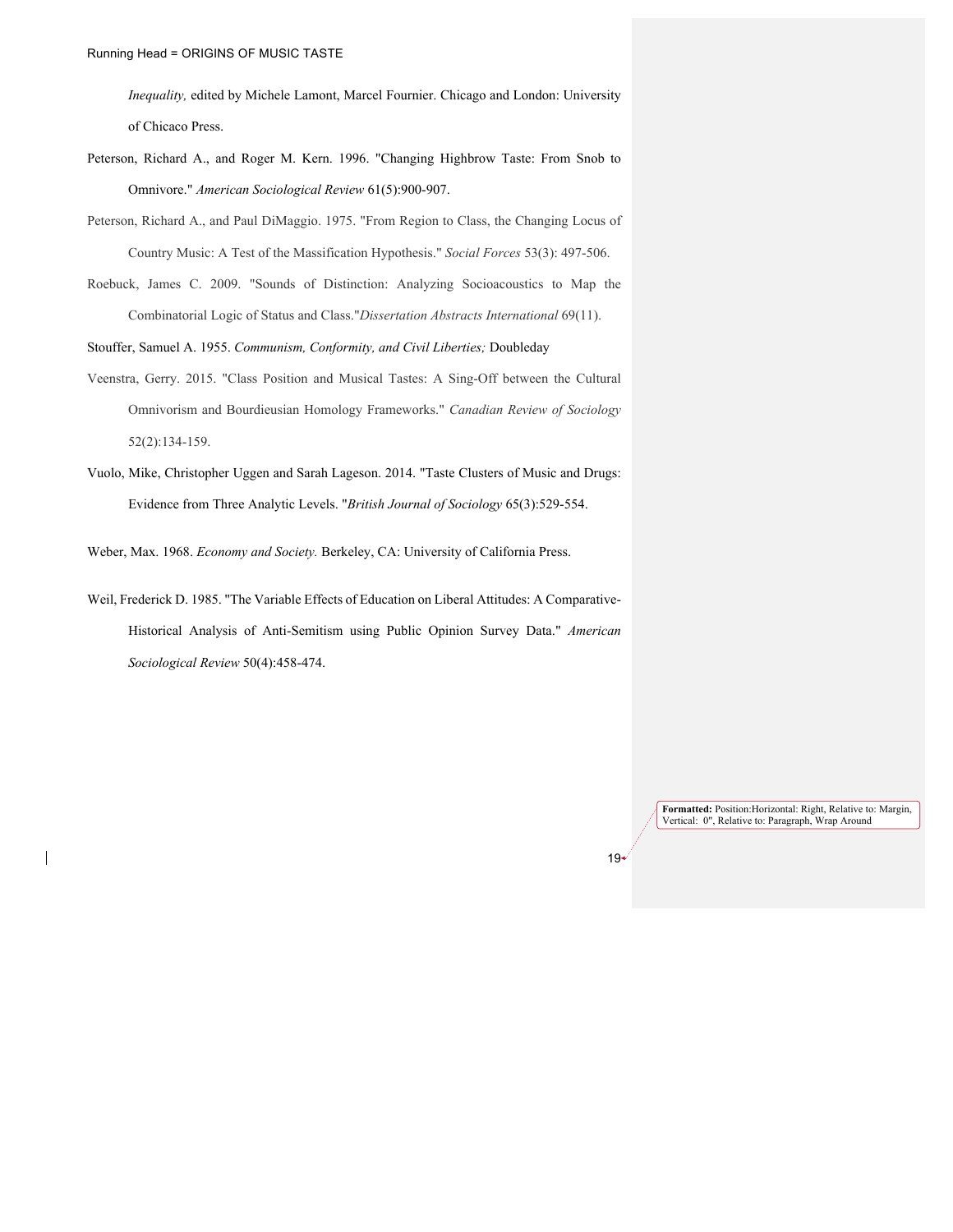*Inequality,* edited by Michele Lamont, Marcel Fournier. Chicago and London: University of Chicaco Press.

Peterson, Richard A., and Roger M. Kern. 1996. "Changing Highbrow Taste: From Snob to Omnivore." *American Sociological Review* 61(5):900-907.

Peterson, Richard A., and Paul DiMaggio. 1975. "From Region to Class, the Changing Locus of Country Music: A Test of the Massification Hypothesis." *Social Forces* 53(3): 497-506.

Roebuck, James C. 2009. "Sounds of Distinction: Analyzing Socioacoustics to Map the Combinatorial Logic of Status and Class."*Dissertation Abstracts International* 69(11).

Stouffer, Samuel A. 1955. *Communism, Conformity, and Civil Liberties;* Doubleday

Veenstra, Gerry. 2015. "Class Position and Musical Tastes: A Sing-Off between the Cultural Omnivorism and Bourdieusian Homology Frameworks." *Canadian Review of Sociology* 52(2):134-159.

Vuolo, Mike, Christopher Uggen and Sarah Lageson. 2014. "Taste Clusters of Music and Drugs: Evidence from Three Analytic Levels. "*British Journal of Sociology* 65(3):529-554.

Weber, Max. 1968. *Economy and Society.* Berkeley, CA: University of California Press.

Weil, Frederick D. 1985. "The Variable Effects of Education on Liberal Attitudes: A Comparative-Historical Analysis of Anti-Semitism using Public Opinion Survey Data." *American Sociological Review* 50(4):458-474.

**Formatted:** Position:Horizontal: Right, Relative to: Margin, Vertical: 0", Relative to: Paragraph, Wrap Around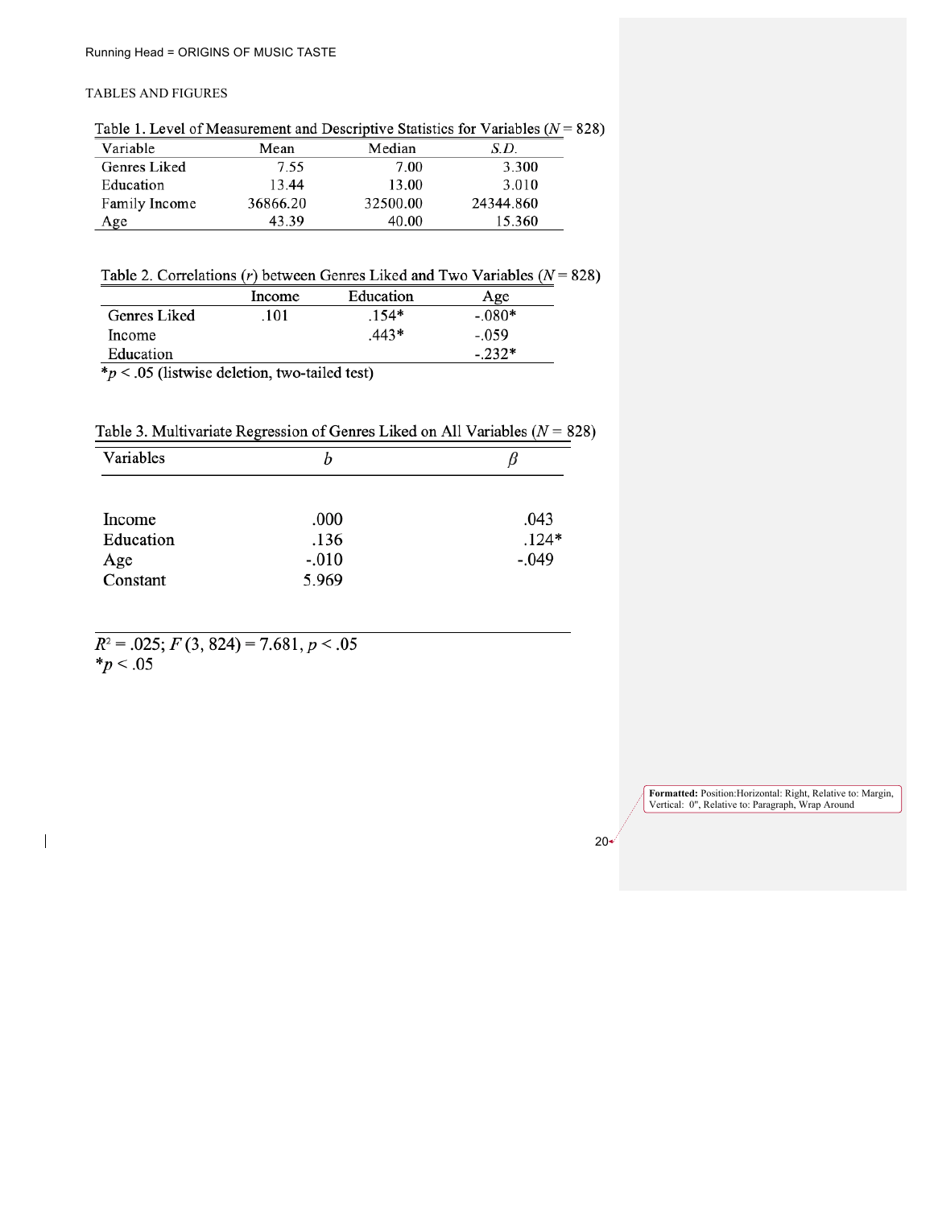TABLES AND FIGURES

Table 1. Level of Measurement and Descriptive Statistics for Variables ($N$ = 828)

| Variable | Mean | Median | *S.D.* |
|---|---|---|---|
| Genres Liked | 7.55 | 7.00 | 3.300 |
| Education | 13.44 | 13.00 | 3.010 |
| Family Income | 36866.20 | 32500.00 | 24344.860 |
| Age | 43.39 | 40.00 | 15.360 |

Table 2. Correlations ($r$) between Genres Liked and Two Variables ($N$ = 828)

| | Income | Education | Age |
|---|---|---|---|
| Genres Liked | .101 | .154* | -.080* |
| Income | | .443* | -.059 |
| Education | | | -.232* |

*$p < .05$ (listwise deletion, two-tailed test)

Table 3. Multivariate Regression of Genres Liked on All Variables ($N$ = 828)

| Variables | $b$ | $\beta$ |
|---|---|---|
| Income | .000 | .043 |
| Education | .136 | .124* |
| Age | -.010 | -.049 |
| Constant | 5.969 | |

$R^2 = .025$; $F(3, 824) = 7.681$, $p < .05$
*$p < .05$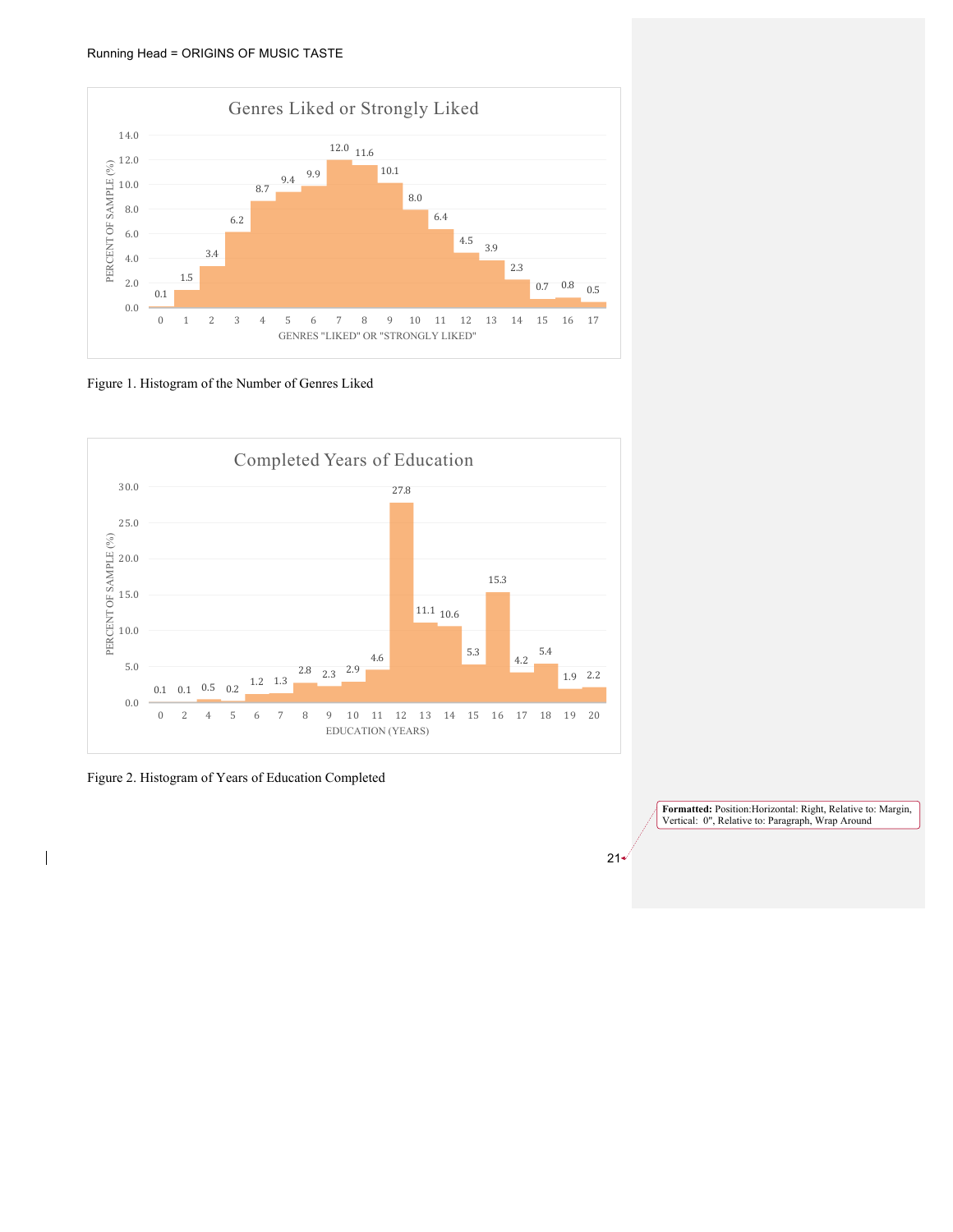Genres Liked or Strongly Liked

| GENRES "LIKED" OR "STRONGLY LIKED" | PERCENT OF SAMPLE (%) |
|---|---|
| 0 | 0.1 |
| 1 | 1.5 |
| 2 | 3.4 |
| 3 | 6.2 |
| 4 | 8.7 |
| 5 | 9.4 |
| 6 | 9.9 |
| 7 | 12.0 |
| 8 | 11.6 |
| 9 | 10.1 |
| 10 | 8.0 |
| 11 | 6.4 |
| 12 | 4.5 |
| 13 | 3.9 |
| 14 | 2.3 |
| 15 | 0.7 |
| 16 | 0.8 |
| 17 | 0.5 |

Figure 1. Histogram of the Number of Genres Liked

Completed Years of Education

| EDUCATION (YEARS) | PERCENT OF SAMPLE (%) |
|---|---|
| 0 | 0.1 |
| 2 | 0.1 |
| 4 | 0.5 |
| 5 | 0.2 |
| 6 | 1.2 |
| 7 | 1.3 |
| 8 | 2.8 |
| 9 | 2.3 |
| 10 | 2.9 |
| 11 | 4.6 |
| 12 | 27.8 |
| 13 | 11.1 |
| 14 | 10.6 |
| 15 | 5.3 |
| 16 | 15.3 |
| 17 | 4.2 |
| 18 | 5.4 |
| 19 | 1.9 |
| 20 | 2.2 |

Figure 2. Histogram of Years of Education Completed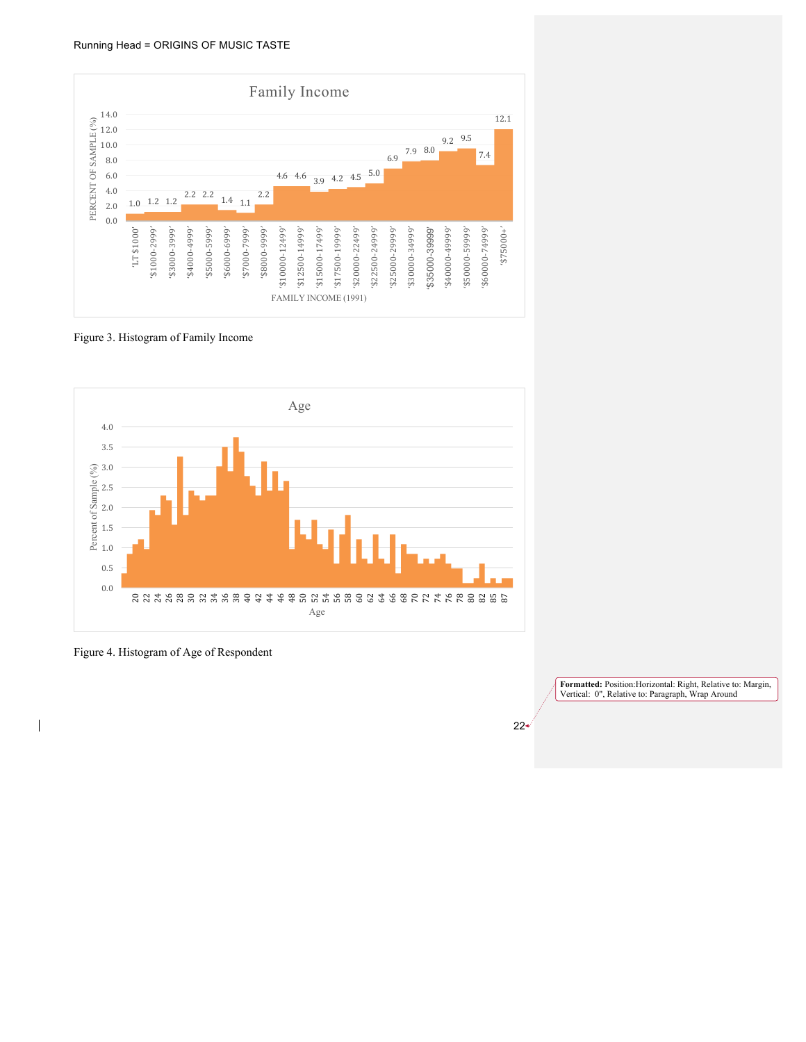Family Income

14.0
12.0
10.0
8.0
6.0
4.0
2.0
0.0

PERCENT OF SAMPLE (%)

1.0 1.2 1.2 2.2 2.2 1.4 1.1 2.2 4.6 4.6 3.9 4.2 4.5 5.0 6.9 7.9 8.0 9.2 9.5 7.4 12.1

'LT $1000' '$1000-2999' '$3000-3999' '$4000-4999' '$5000-5999' '$6000-6999' '$7000-7999' '$8000-9999' '$10000-12499' '$12500-14999' '$15000-17499' '$17500-19999' '$20000-22499' '$22500-24999' '$25000-29999' '$30000-34999' '$35000-39999' '$40000-49999' '$50000-59999' '$60000-74999' '$75000+'

FAMILY INCOME (1991)

Figure 3. Histogram of Family Income

Age

4.0
3.5
3.0
2.5
2.0
1.5
1.0
0.5
0.0

Percent of Sample (%)

20 22 24 26 28 30 32 34 36 38 40 42 44 46 48 50 52 54 56 58 60 62 64 66 68 70 72 74 76 78 80 82 85 87

Age

Figure 4. Histogram of Age of Respondent